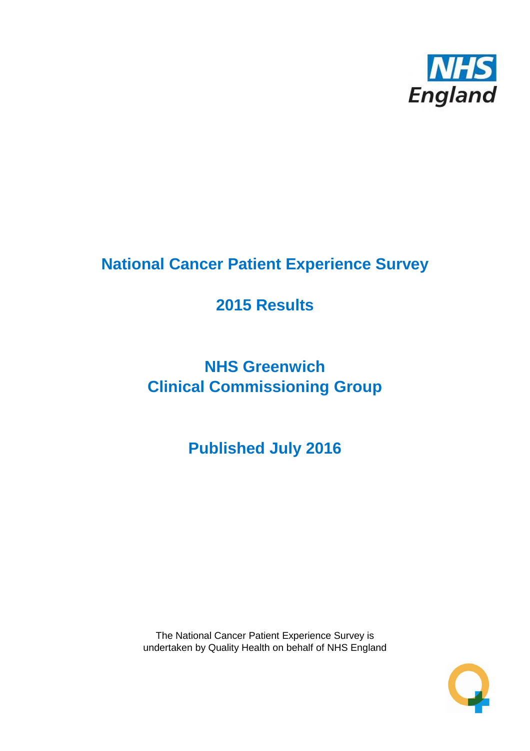NHS England

# National Cancer Patient Experience Survey

## 2015 Results

## NHS Greenwich Clinical Commissioning Group

## Published July 2016

The National Cancer Patient Experience Survey is undertaken by Quality Health on behalf of NHS England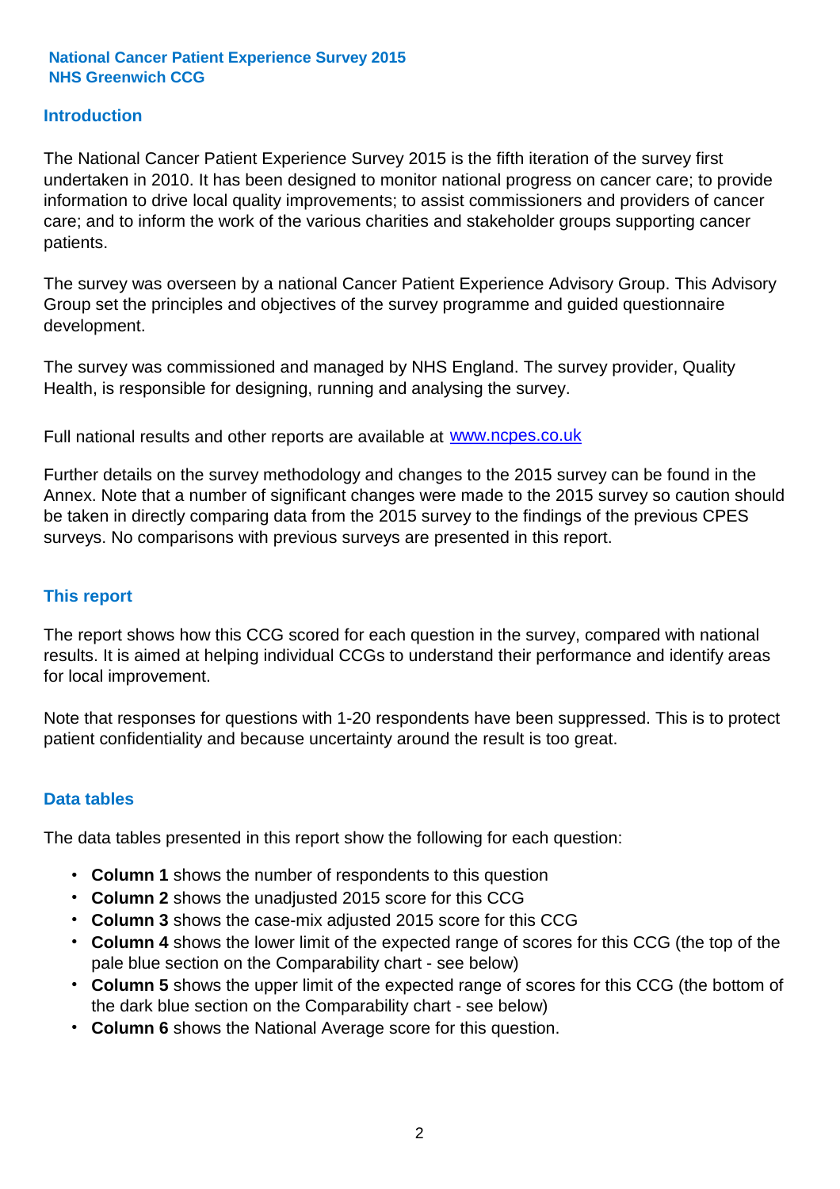**National Cancer Patient Experience Survey 2015**
**NHS Greenwich CCG**

## Introduction

The National Cancer Patient Experience Survey 2015 is the fifth iteration of the survey first undertaken in 2010. It has been designed to monitor national progress on cancer care; to provide information to drive local quality improvements; to assist commissioners and providers of cancer care; and to inform the work of the various charities and stakeholder groups supporting cancer patients.

The survey was overseen by a national Cancer Patient Experience Advisory Group. This Advisory Group set the principles and objectives of the survey programme and guided questionnaire development.

The survey was commissioned and managed by NHS England. The survey provider, Quality Health, is responsible for designing, running and analysing the survey.

Full national results and other reports are available at www.ncpes.co.uk

Further details on the survey methodology and changes to the 2015 survey can be found in the Annex. Note that a number of significant changes were made to the 2015 survey so caution should be taken in directly comparing data from the 2015 survey to the findings of the previous CPES surveys. No comparisons with previous surveys are presented in this report.

## This report

The report shows how this CCG scored for each question in the survey, compared with national results. It is aimed at helping individual CCGs to understand their performance and identify areas for local improvement.

Note that responses for questions with 1-20 respondents have been suppressed. This is to protect patient confidentiality and because uncertainty around the result is too great.

## Data tables

The data tables presented in this report show the following for each question:

- **Column 1** shows the number of respondents to this question
- **Column 2** shows the unadjusted 2015 score for this CCG
- **Column 3** shows the case-mix adjusted 2015 score for this CCG
- **Column 4** shows the lower limit of the expected range of scores for this CCG (the top of the pale blue section on the Comparability chart - see below)
- **Column 5** shows the upper limit of the expected range of scores for this CCG (the bottom of the dark blue section on the Comparability chart - see below)
- **Column 6** shows the National Average score for this question.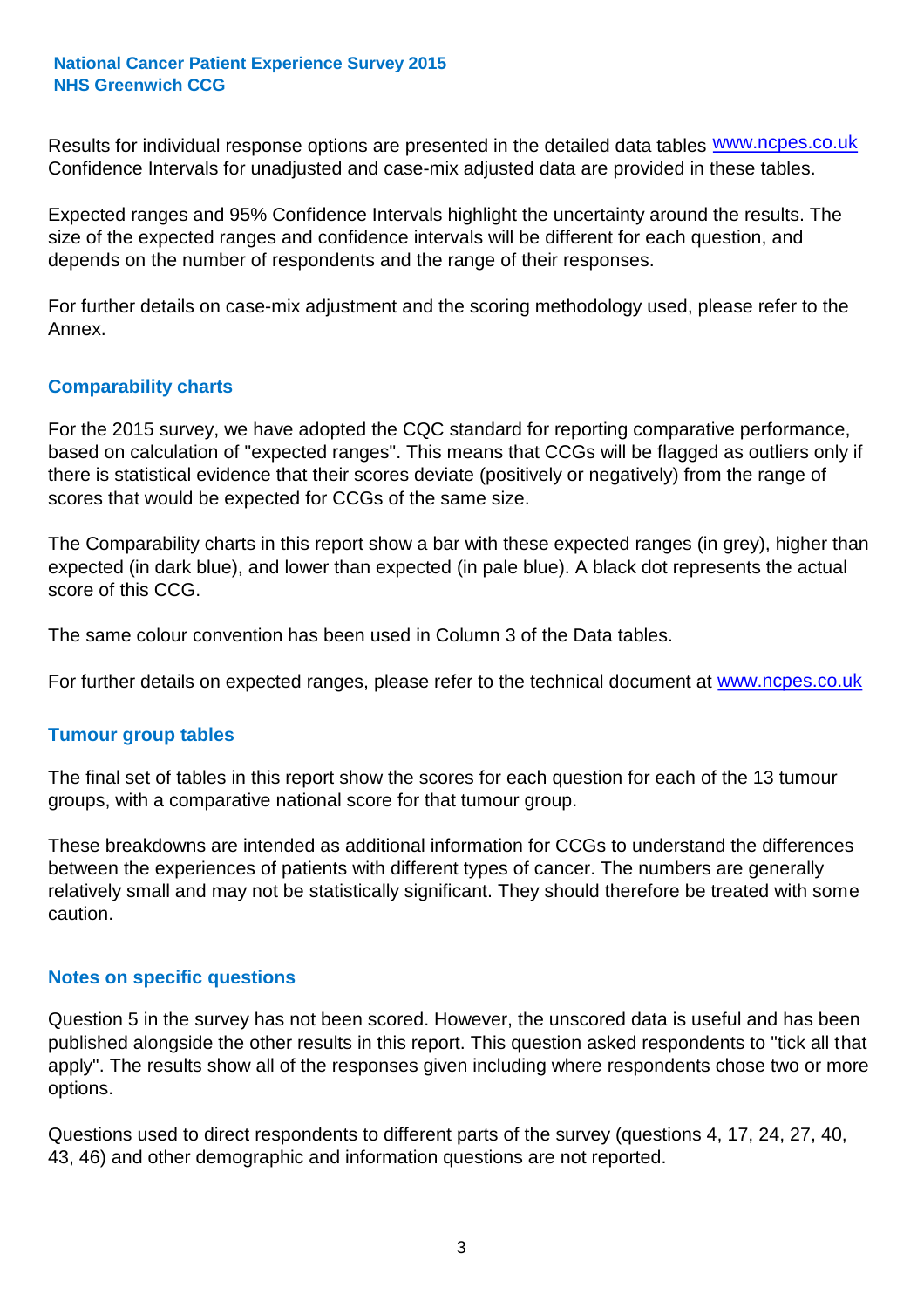Results for individual response options are presented in the detailed data tables www.ncpes.co.uk Confidence Intervals for unadjusted and case-mix adjusted data are provided in these tables.

Expected ranges and 95% Confidence Intervals highlight the uncertainty around the results. The size of the expected ranges and confidence intervals will be different for each question, and depends on the number of respondents and the range of their responses.

For further details on case-mix adjustment and the scoring methodology used, please refer to the Annex.

## Comparability charts

For the 2015 survey, we have adopted the CQC standard for reporting comparative performance, based on calculation of "expected ranges". This means that CCGs will be flagged as outliers only if there is statistical evidence that their scores deviate (positively or negatively) from the range of scores that would be expected for CCGs of the same size.

The Comparability charts in this report show a bar with these expected ranges (in grey), higher than expected (in dark blue), and lower than expected (in pale blue). A black dot represents the actual score of this CCG.

The same colour convention has been used in Column 3 of the Data tables.

For further details on expected ranges, please refer to the technical document at www.ncpes.co.uk

## Tumour group tables

The final set of tables in this report show the scores for each question for each of the 13 tumour groups, with a comparative national score for that tumour group.

These breakdowns are intended as additional information for CCGs to understand the differences between the experiences of patients with different types of cancer. The numbers are generally relatively small and may not be statistically significant. They should therefore be treated with some caution.

## Notes on specific questions

Question 5 in the survey has not been scored. However, the unscored data is useful and has been published alongside the other results in this report. This question asked respondents to "tick all that apply". The results show all of the responses given including where respondents chose two or more options.

Questions used to direct respondents to different parts of the survey (questions 4, 17, 24, 27, 40, 43, 46) and other demographic and information questions are not reported.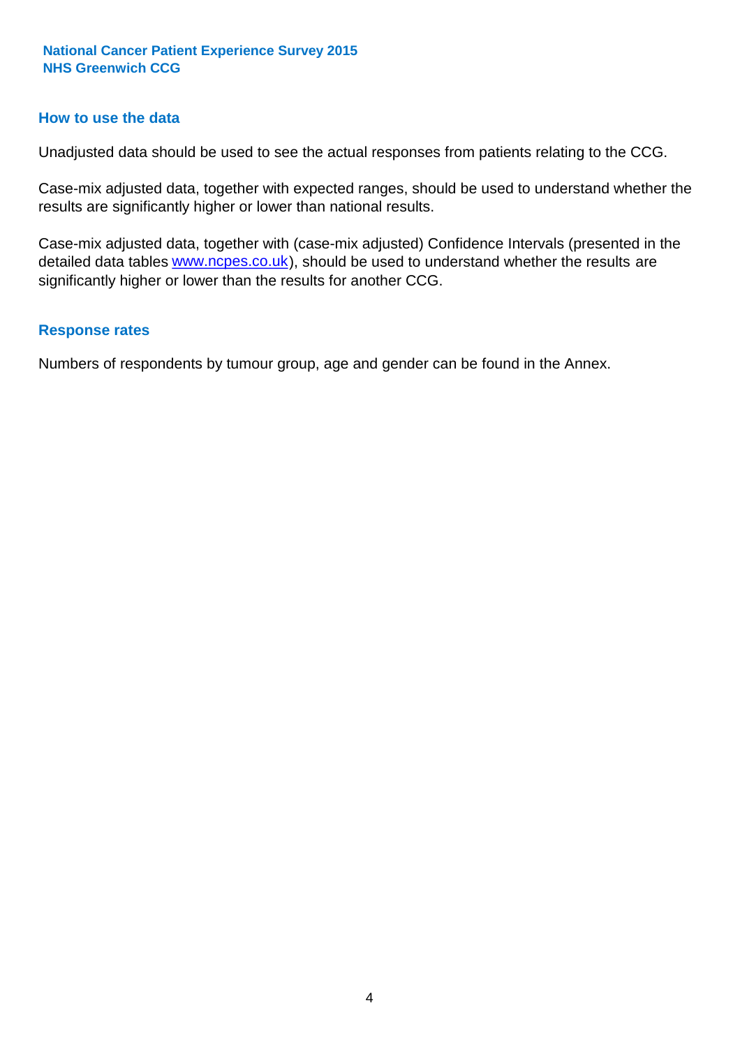## How to use the data

Unadjusted data should be used to see the actual responses from patients relating to the CCG.

Case-mix adjusted data, together with expected ranges, should be used to understand whether the results are significantly higher or lower than national results.

Case-mix adjusted data, together with (case-mix adjusted) Confidence Intervals (presented in the detailed data tables [www.ncpes.co.uk](http://www.ncpes.co.uk)), should be used to understand whether the results are significantly higher or lower than the results for another CCG.

## Response rates

Numbers of respondents by tumour group, age and gender can be found in the Annex.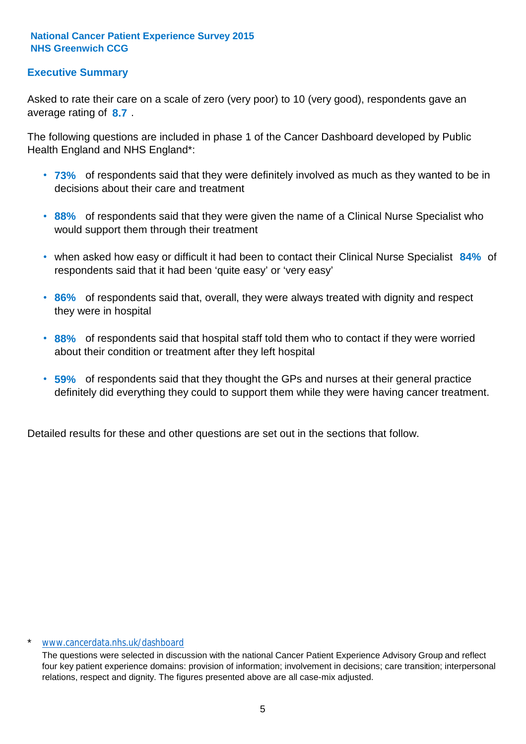**National Cancer Patient Experience Survey 2015**
**NHS Greenwich CCG**

## Executive Summary

Asked to rate their care on a scale of zero (very poor) to 10 (very good), respondents gave an average rating of **8.7** .

The following questions are included in phase 1 of the Cancer Dashboard developed by Public Health England and NHS England*:

- **73%** of respondents said that they were definitely involved as much as they wanted to be in decisions about their care and treatment
- **88%** of respondents said that they were given the name of a Clinical Nurse Specialist who would support them through their treatment
- when asked how easy or difficult it had been to contact their Clinical Nurse Specialist **84%** of respondents said that it had been 'quite easy' or 'very easy'
- **86%** of respondents said that, overall, they were always treated with dignity and respect they were in hospital
- **88%** of respondents said that hospital staff told them who to contact if they were worried about their condition or treatment after they left hospital
- **59%** of respondents said that they thought the GPs and nurses at their general practice definitely did everything they could to support them while they were having cancer treatment.

Detailed results for these and other questions are set out in the sections that follow.

\* www.cancerdata.nhs.uk/dashboard

The questions were selected in discussion with the national Cancer Patient Experience Advisory Group and reflect four key patient experience domains: provision of information; involvement in decisions; care transition; interpersonal relations, respect and dignity. The figures presented above are all case-mix adjusted.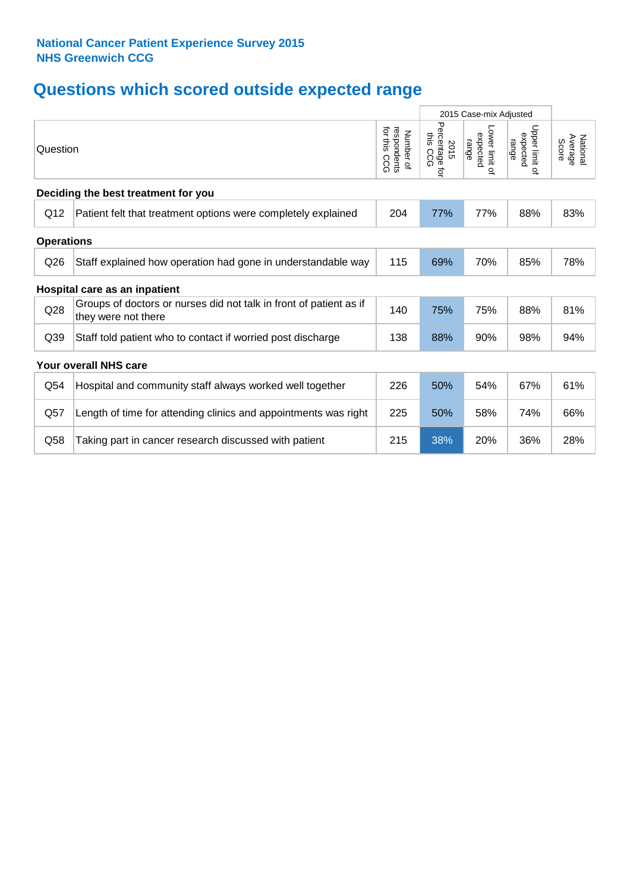**National Cancer Patient Experience Survey 2015**
**NHS Greenwich CCG**

# Questions which scored outside expected range

| Question | | Number of respondents for this CCG | 2015 Case-mix Adjusted | | | National Average Score |
|---|---|---|---|---|---|---|
| | | | 2015 Percentage for this CCG | Lower limit of expected range | Upper limit of expected range | |
| **Deciding the best treatment for you** | | | | | | |
| Q12 | Patient felt that treatment options were completely explained | 204 | 77% | 77% | 88% | 83% |
| **Operations** | | | | | | |
| Q26 | Staff explained how operation had gone in understandable way | 115 | 69% | 70% | 85% | 78% |
| **Hospital care as an inpatient** | | | | | | |
| Q28 | Groups of doctors or nurses did not talk in front of patient as if they were not there | 140 | 75% | 75% | 88% | 81% |
| Q39 | Staff told patient who to contact if worried post discharge | 138 | 88% | 90% | 98% | 94% |
| **Your overall NHS care** | | | | | | |
| Q54 | Hospital and community staff always worked well together | 226 | 50% | 54% | 67% | 61% |
| Q57 | Length of time for attending clinics and appointments was right | 225 | 50% | 58% | 74% | 66% |
| Q58 | Taking part in cancer research discussed with patient | 215 | 38% | 20% | 36% | 28% |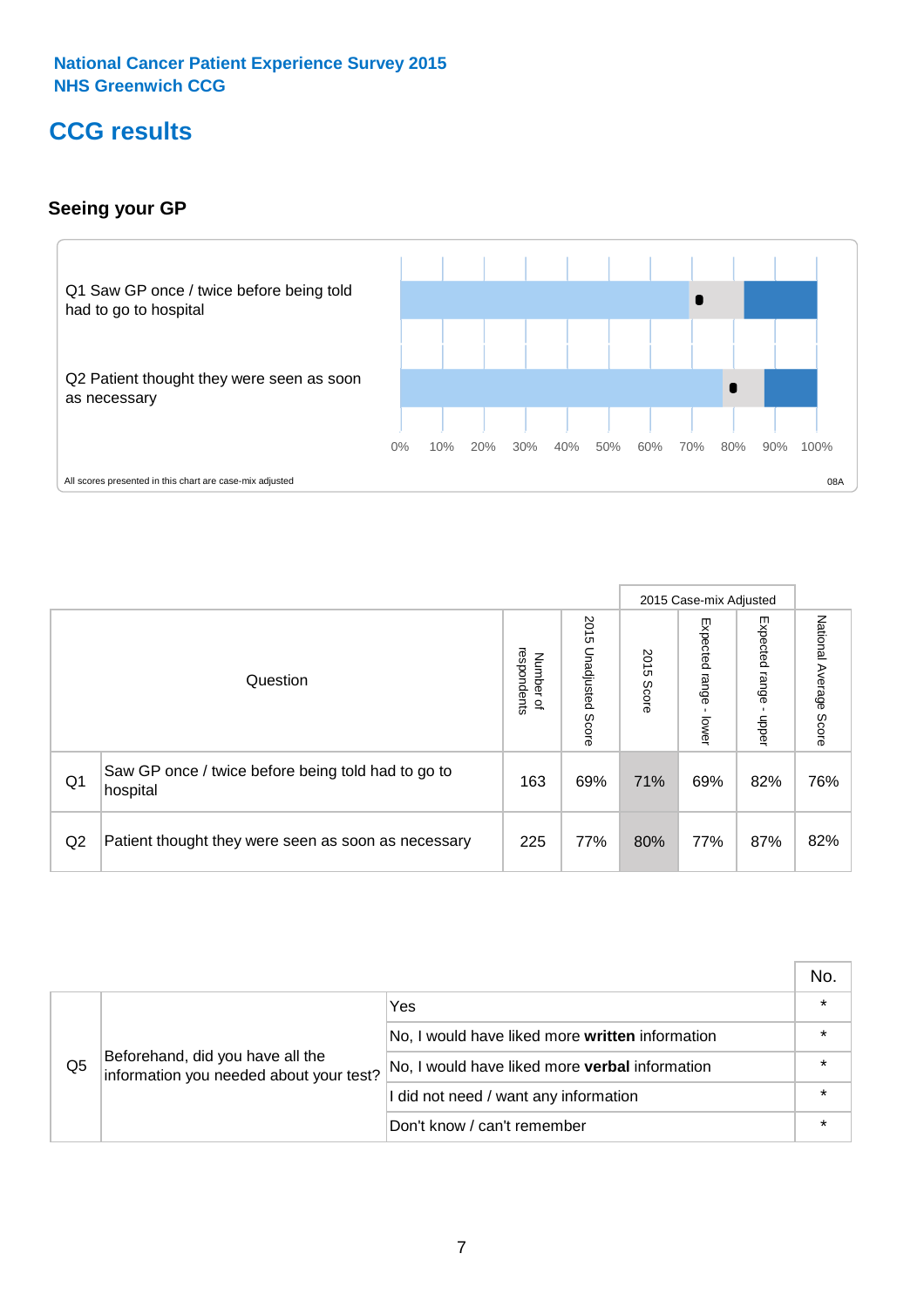National Cancer Patient Experience Survey 2015
NHS Greenwich CCG

# CCG results

## Seeing your GP

Q1 Saw GP once / twice before being told had to go to hospital

Q2 Patient thought they were seen as soon as necessary

0% 10% 20% 30% 40% 50% 60% 70% 80% 90% 100%

All scores presented in this chart are case-mix adjusted

08A

| | Question | Number of respondents | 2015 Unadjusted Score | 2015 Case-mix Adjusted: 2015 Score | 2015 Case-mix Adjusted: Expected range - lower | 2015 Case-mix Adjusted: Expected range - upper | National Average Score |
|---|---|---|---|---|---|---|---|
| Q1 | Saw GP once / twice before being told had to go to hospital | 163 | 69% | 71% | 69% | 82% | 76% |
| Q2 | Patient thought they were seen as soon as necessary | 225 | 77% | 80% | 77% | 87% | 82% |

| | | | No. |
|---|---|---|---|
| Q5 | Beforehand, did you have all the information you needed about your test? | Yes | * |
| | | No, I would have liked more **written** information | * |
| | | No, I would have liked more **verbal** information | * |
| | | I did not need / want any information | * |
| | | Don't know / can't remember | * |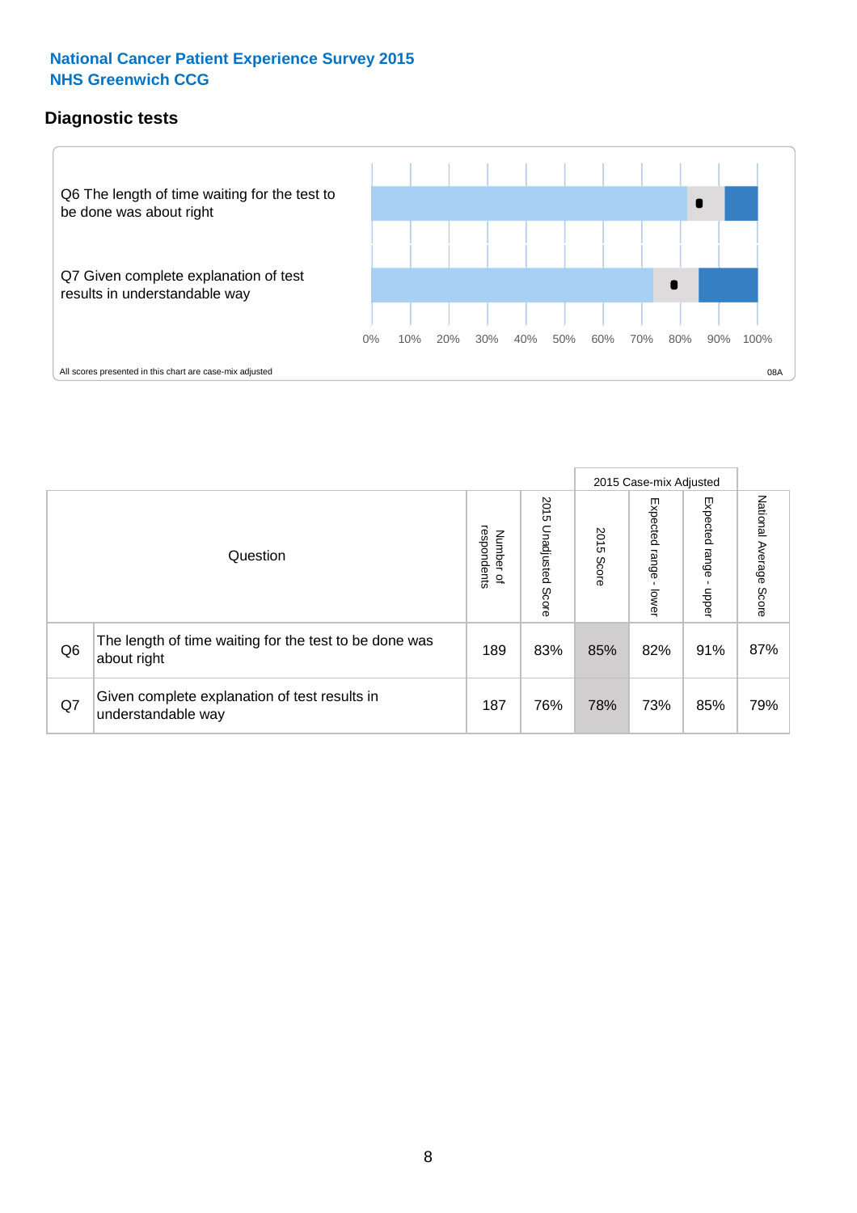National Cancer Patient Experience Survey 2015
NHS Greenwich CCG

## Diagnostic tests

Q6 The length of time waiting for the test to be done was about right

Q7 Given complete explanation of test results in understandable way

0% 10% 20% 30% 40% 50% 60% 70% 80% 90% 100%

All scores presented in this chart are case-mix adjusted

08A

| Question | | Number of respondents | 2015 Unadjusted Score | 2015 Case-mix Adjusted: 2015 Score | 2015 Case-mix Adjusted: Expected range - lower | 2015 Case-mix Adjusted: Expected range - upper | National Average Score |
|---|---|---|---|---|---|---|---|
| Q6 | The length of time waiting for the test to be done was about right | 189 | 83% | 85% | 82% | 91% | 87% |
| Q7 | Given complete explanation of test results in understandable way | 187 | 76% | 78% | 73% | 85% | 79% |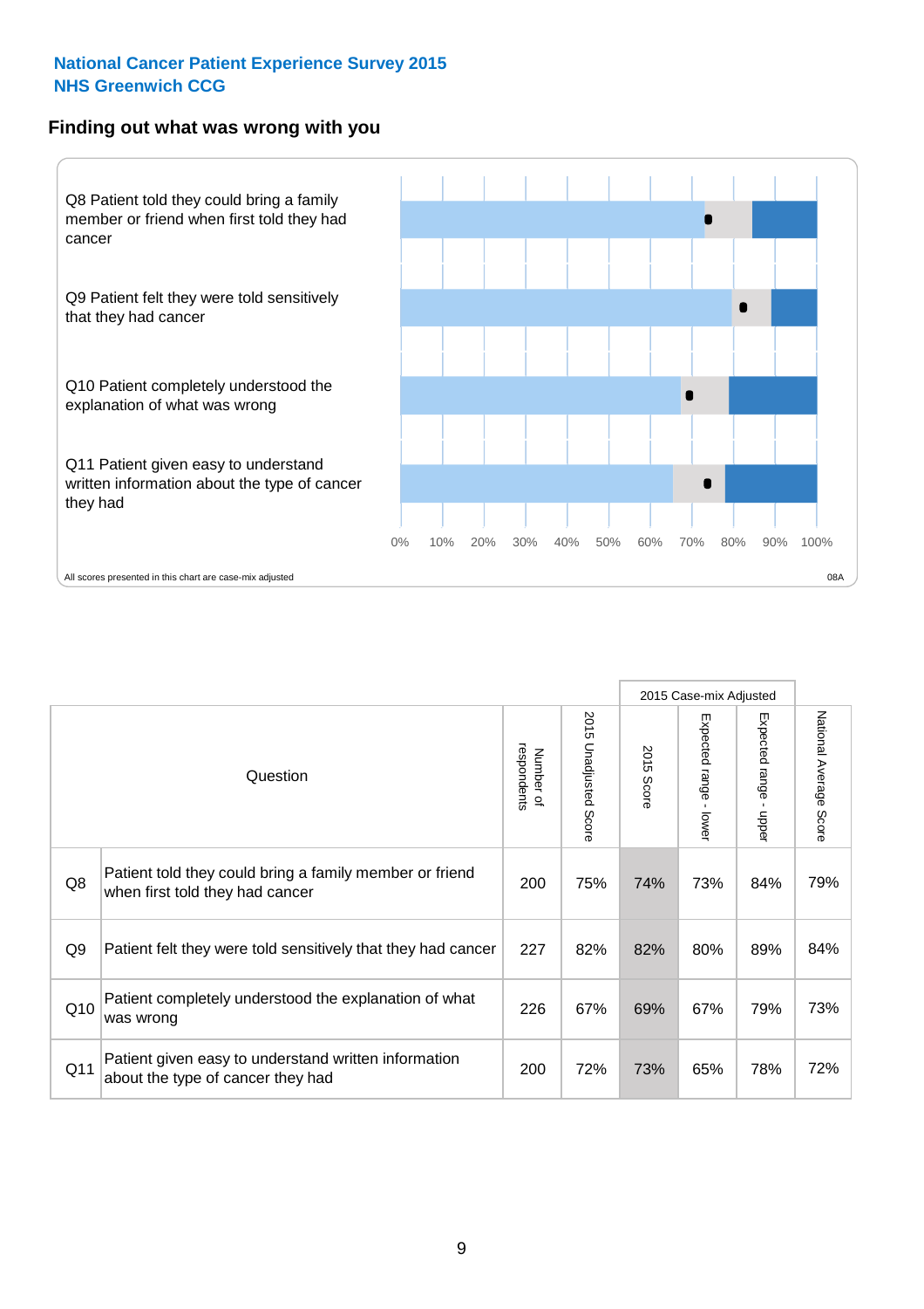**National Cancer Patient Experience Survey 2015**
**NHS Greenwich CCG**

## Finding out what was wrong with you

Q8 Patient told they could bring a family member or friend when first told they had cancer

Q9 Patient felt they were told sensitively that they had cancer

Q10 Patient completely understood the explanation of what was wrong

Q11 Patient given easy to understand written information about the type of cancer they had

0% 10% 20% 30% 40% 50% 60% 70% 80% 90% 100%

All scores presented in this chart are case-mix adjusted

08A

| | Question | Number of respondents | 2015 Unadjusted Score | 2015 Case-mix Adjusted: 2015 Score | 2015 Case-mix Adjusted: Expected range - lower | 2015 Case-mix Adjusted: Expected range - upper | National Average Score |
|---|---|---|---|---|---|---|---|
| Q8 | Patient told they could bring a family member or friend when first told they had cancer | 200 | 75% | 74% | 73% | 84% | 79% |
| Q9 | Patient felt they were told sensitively that they had cancer | 227 | 82% | 82% | 80% | 89% | 84% |
| Q10 | Patient completely understood the explanation of what was wrong | 226 | 67% | 69% | 67% | 79% | 73% |
| Q11 | Patient given easy to understand written information about the type of cancer they had | 200 | 72% | 73% | 65% | 78% | 72% |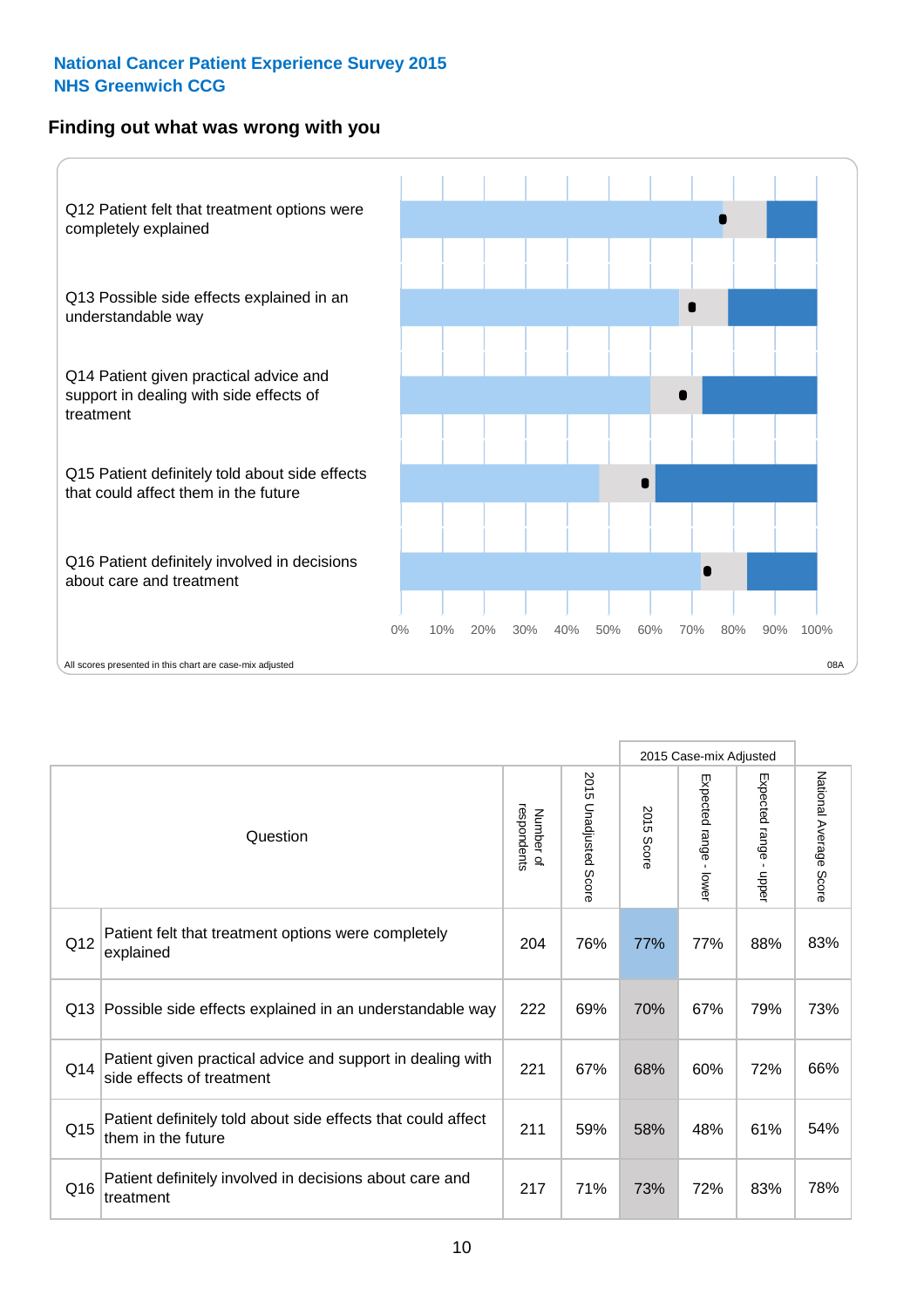National Cancer Patient Experience Survey 2015
NHS Greenwich CCG

## Finding out what was wrong with you

Q12 Patient felt that treatment options were completely explained

Q13 Possible side effects explained in an understandable way

Q14 Patient given practical advice and support in dealing with side effects of treatment

Q15 Patient definitely told about side effects that could affect them in the future

Q16 Patient definitely involved in decisions about care and treatment

0% 10% 20% 30% 40% 50% 60% 70% 80% 90% 100%

All scores presented in this chart are case-mix adjusted

08A

| | Question | Number of respondents | 2015 Unadjusted Score | 2015 Case-mix Adjusted: 2015 Score | 2015 Case-mix Adjusted: Expected range - lower | 2015 Case-mix Adjusted: Expected range - upper | National Average Score |
|---|---|---|---|---|---|---|---|
| Q12 | Patient felt that treatment options were completely explained | 204 | 76% | 77% | 77% | 88% | 83% |
| Q13 | Possible side effects explained in an understandable way | 222 | 69% | 70% | 67% | 79% | 73% |
| Q14 | Patient given practical advice and support in dealing with side effects of treatment | 221 | 67% | 68% | 60% | 72% | 66% |
| Q15 | Patient definitely told about side effects that could affect them in the future | 211 | 59% | 58% | 48% | 61% | 54% |
| Q16 | Patient definitely involved in decisions about care and treatment | 217 | 71% | 73% | 72% | 83% | 78% |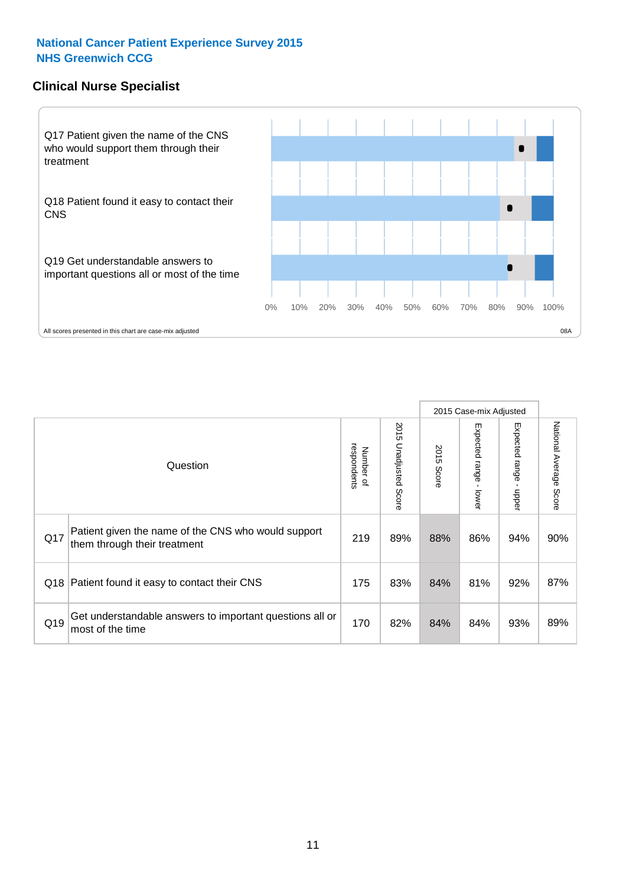National Cancer Patient Experience Survey 2015
NHS Greenwich CCG

## Clinical Nurse Specialist

Q17 Patient given the name of the CNS who would support them through their treatment

Q18 Patient found it easy to contact their CNS

Q19 Get understandable answers to important questions all or most of the time

0% 10% 20% 30% 40% 50% 60% 70% 80% 90% 100%

All scores presented in this chart are case-mix adjusted

08A

| Question | | Number of respondents | 2015 Unadjusted Score | 2015 Case-mix Adjusted | | | National Average Score |
|---|---|---|---|---|---|---|---|
| | | | | 2015 Score | Expected range - lower | Expected range - upper | |
| Q17 | Patient given the name of the CNS who would support them through their treatment | 219 | 89% | 88% | 86% | 94% | 90% |
| Q18 | Patient found it easy to contact their CNS | 175 | 83% | 84% | 81% | 92% | 87% |
| Q19 | Get understandable answers to important questions all or most of the time | 170 | 82% | 84% | 84% | 93% | 89% |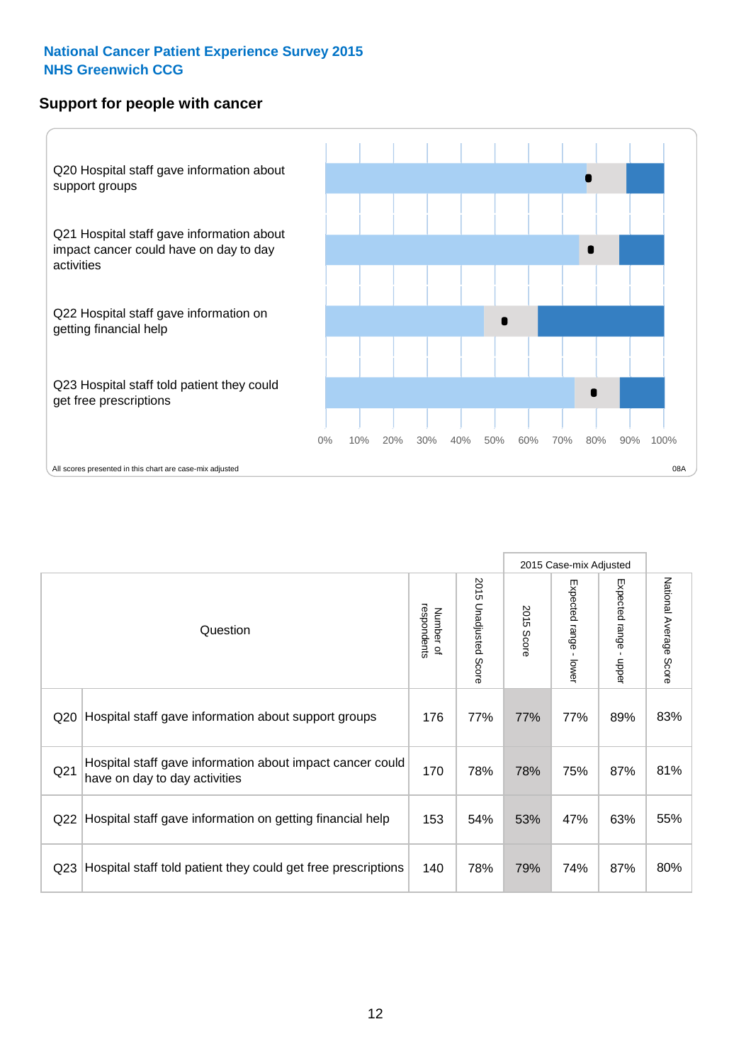**National Cancer Patient Experience Survey 2015**
**NHS Greenwich CCG**

## Support for people with cancer

Q20 Hospital staff gave information about support groups

Q21 Hospital staff gave information about impact cancer could have on day to day activities

Q22 Hospital staff gave information on getting financial help

Q23 Hospital staff told patient they could get free prescriptions

0% 10% 20% 30% 40% 50% 60% 70% 80% 90% 100%

All scores presented in this chart are case-mix adjusted

08A

| Question | | Number of respondents | 2015 Unadjusted Score | 2015 Case-mix Adjusted: 2015 Score | 2015 Case-mix Adjusted: Expected range - lower | 2015 Case-mix Adjusted: Expected range - upper | National Average Score |
|---|---|---|---|---|---|---|---|
| Q20 | Hospital staff gave information about support groups | 176 | 77% | 77% | 77% | 89% | 83% |
| Q21 | Hospital staff gave information about impact cancer could have on day to day activities | 170 | 78% | 78% | 75% | 87% | 81% |
| Q22 | Hospital staff gave information on getting financial help | 153 | 54% | 53% | 47% | 63% | 55% |
| Q23 | Hospital staff told patient they could get free prescriptions | 140 | 78% | 79% | 74% | 87% | 80% |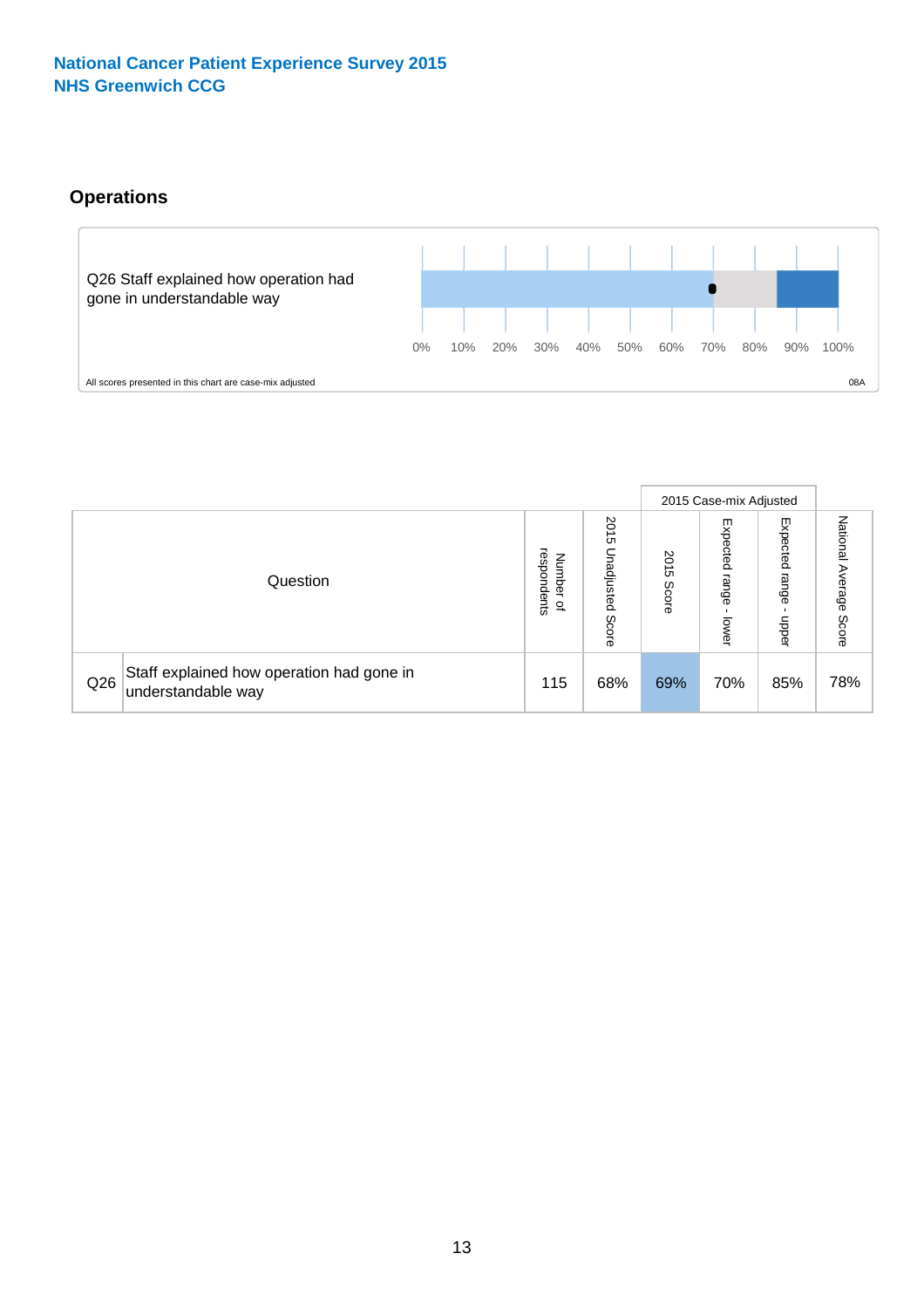**National Cancer Patient Experience Survey 2015**
**NHS Greenwich CCG**

## Operations

Q26 Staff explained how operation had gone in understandable way

0% 10% 20% 30% 40% 50% 60% 70% 80% 90% 100%

All scores presented in this chart are case-mix adjusted

08A

| Question | | Number of respondents | 2015 Unadjusted Score | 2015 Case-mix Adjusted | | | National Average Score |
|---|---|---|---|---|---|---|---|
| | | | | 2015 Score | Expected range - lower | Expected range - upper | |
| Q26 | Staff explained how operation had gone in understandable way | 115 | 68% | 69% | 70% | 85% | 78% |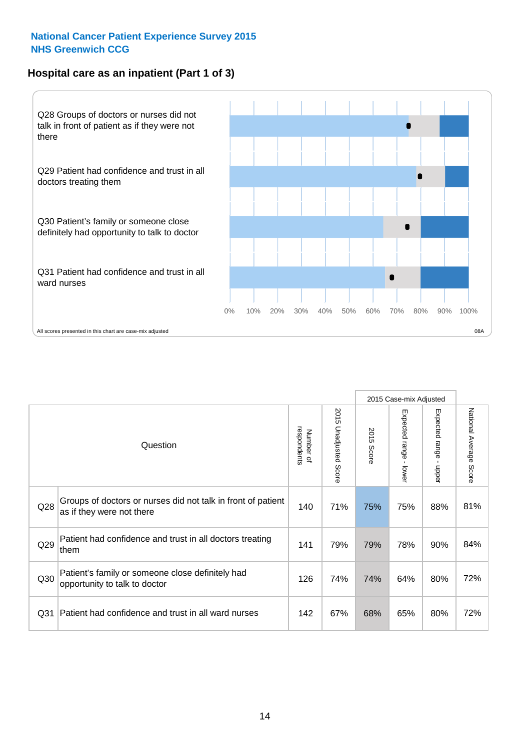**National Cancer Patient Experience Survey 2015**
**NHS Greenwich CCG**

## Hospital care as an inpatient (Part 1 of 3)

Q28 Groups of doctors or nurses did not talk in front of patient as if they were not there

Q29 Patient had confidence and trust in all doctors treating them

Q30 Patient's family or someone close definitely had opportunity to talk to doctor

Q31 Patient had confidence and trust in all ward nurses

0% 10% 20% 30% 40% 50% 60% 70% 80% 90% 100%

All scores presented in this chart are case-mix adjusted

08A

| | Question | Number of respondents | 2015 Unadjusted Score | 2015 Case-mix Adjusted: 2015 Score | 2015 Case-mix Adjusted: Expected range - lower | 2015 Case-mix Adjusted: Expected range - upper | National Average Score |
|---|---|---|---|---|---|---|---|
| Q28 | Groups of doctors or nurses did not talk in front of patient as if they were not there | 140 | 71% | 75% | 75% | 88% | 81% |
| Q29 | Patient had confidence and trust in all doctors treating them | 141 | 79% | 79% | 78% | 90% | 84% |
| Q30 | Patient's family or someone close definitely had opportunity to talk to doctor | 126 | 74% | 74% | 64% | 80% | 72% |
| Q31 | Patient had confidence and trust in all ward nurses | 142 | 67% | 68% | 65% | 80% | 72% |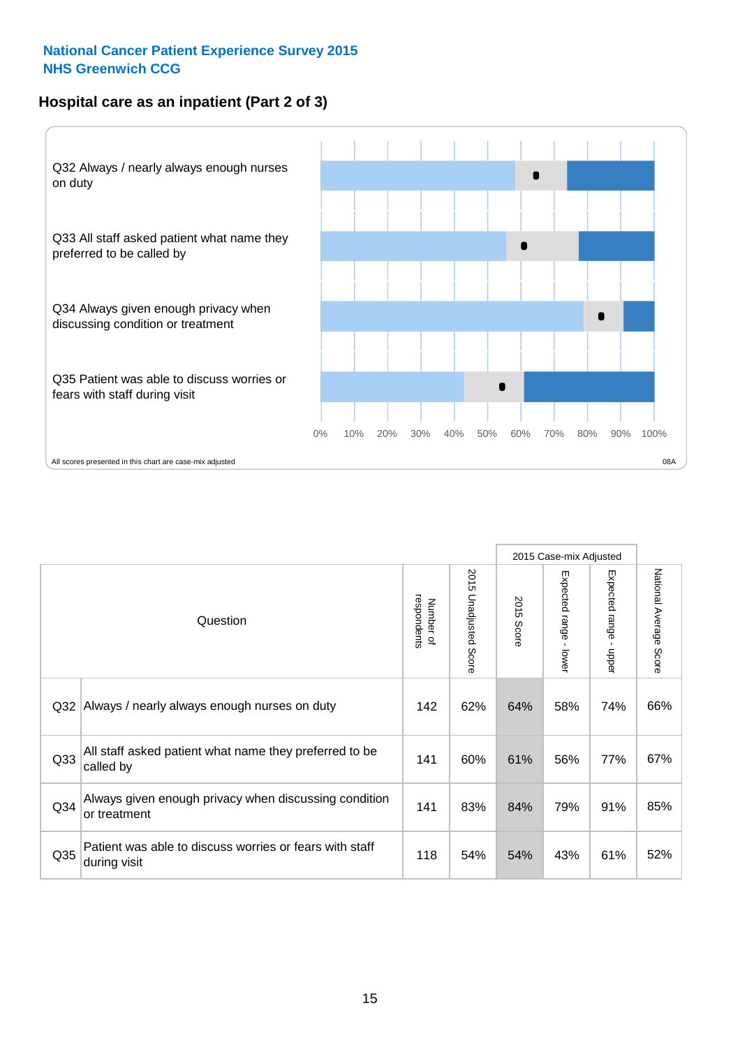**National Cancer Patient Experience Survey 2015**
**NHS Greenwich CCG**

## Hospital care as an inpatient (Part 2 of 3)

Q32 Always / nearly always enough nurses on duty

Q33 All staff asked patient what name they preferred to be called by

Q34 Always given enough privacy when discussing condition or treatment

Q35 Patient was able to discuss worries or fears with staff during visit

0% 10% 20% 30% 40% 50% 60% 70% 80% 90% 100%

All scores presented in this chart are case-mix adjusted

08A

| Question | | Number of respondents | 2015 Unadjusted Score | 2015 Case-mix Adjusted | | | National Average Score |
|---|---|---|---|---|---|---|---|
| | | | | 2015 Score | Expected range - lower | Expected range - upper | |
| Q32 | Always / nearly always enough nurses on duty | 142 | 62% | 64% | 58% | 74% | 66% |
| Q33 | All staff asked patient what name they preferred to be called by | 141 | 60% | 61% | 56% | 77% | 67% |
| Q34 | Always given enough privacy when discussing condition or treatment | 141 | 83% | 84% | 79% | 91% | 85% |
| Q35 | Patient was able to discuss worries or fears with staff during visit | 118 | 54% | 54% | 43% | 61% | 52% |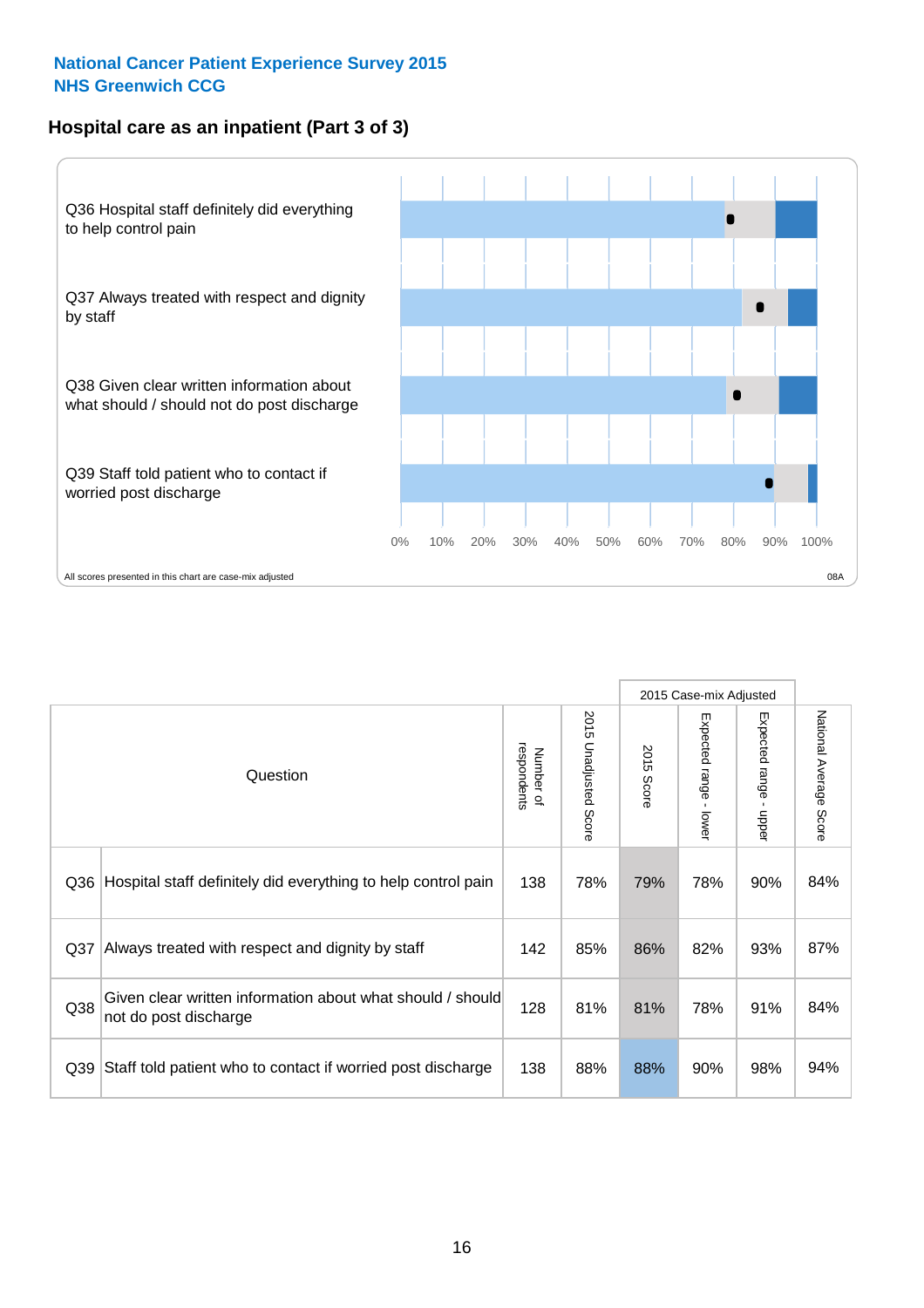National Cancer Patient Experience Survey 2015
NHS Greenwich CCG

## Hospital care as an inpatient (Part 3 of 3)

Q36 Hospital staff definitely did everything to help control pain

Q37 Always treated with respect and dignity by staff

Q38 Given clear written information about what should / should not do post discharge

Q39 Staff told patient who to contact if worried post discharge

0% 10% 20% 30% 40% 50% 60% 70% 80% 90% 100%

All scores presented in this chart are case-mix adjusted

08A

| Question | | Number of respondents | 2015 Unadjusted Score | 2015 Case-mix Adjusted | | | National Average Score |
|---|---|---|---|---|---|---|---|
| | | | | 2015 Score | Expected range - lower | Expected range - upper | |
| Q36 | Hospital staff definitely did everything to help control pain | 138 | 78% | 79% | 78% | 90% | 84% |
| Q37 | Always treated with respect and dignity by staff | 142 | 85% | 86% | 82% | 93% | 87% |
| Q38 | Given clear written information about what should / should not do post discharge | 128 | 81% | 81% | 78% | 91% | 84% |
| Q39 | Staff told patient who to contact if worried post discharge | 138 | 88% | 88% | 90% | 98% | 94% |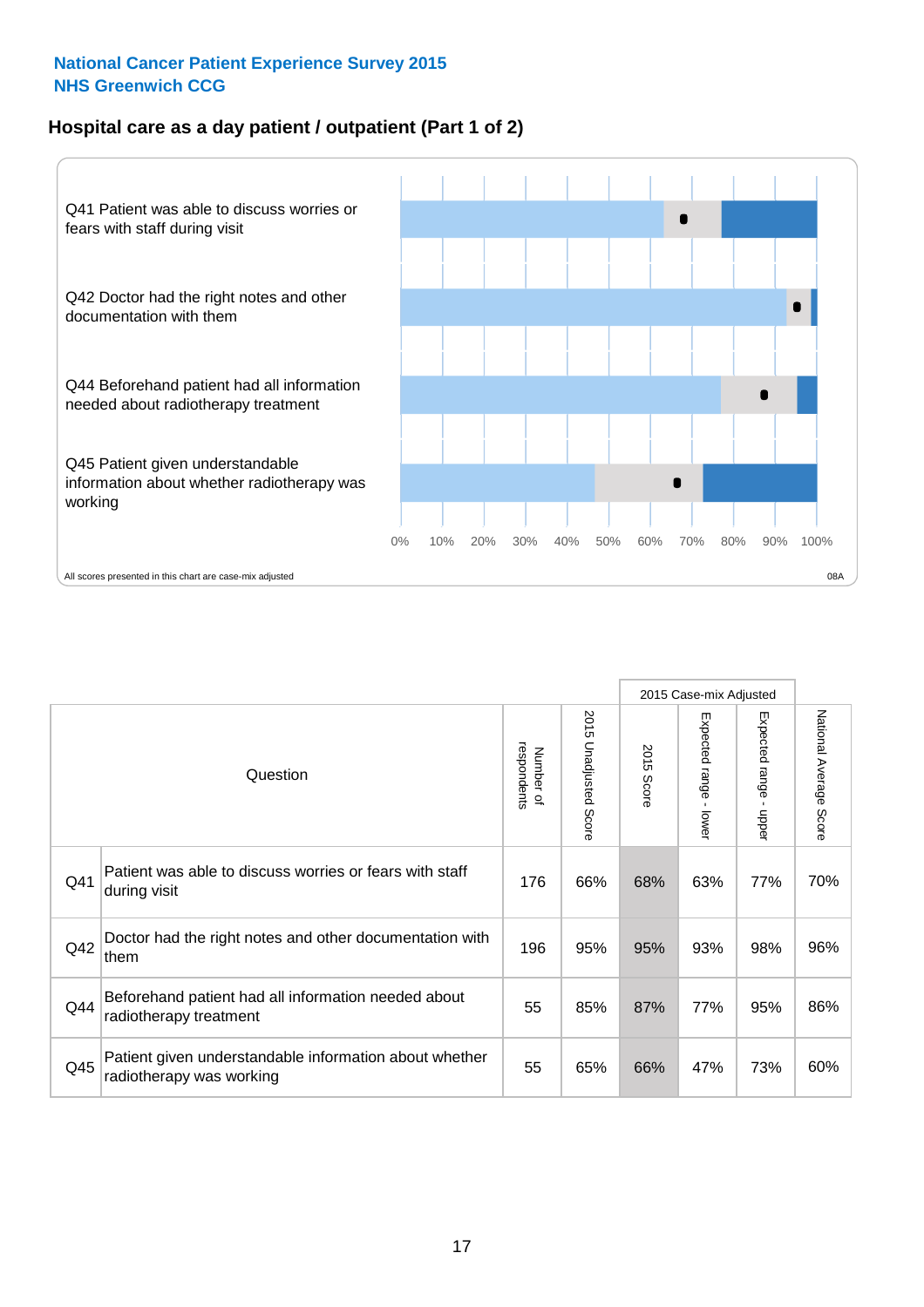**National Cancer Patient Experience Survey 2015**
**NHS Greenwich CCG**

## Hospital care as a day patient / outpatient (Part 1 of 2)

Q41 Patient was able to discuss worries or fears with staff during visit

Q42 Doctor had the right notes and other documentation with them

Q44 Beforehand patient had all information needed about radiotherapy treatment

Q45 Patient given understandable information about whether radiotherapy was working

0% 10% 20% 30% 40% 50% 60% 70% 80% 90% 100%

All scores presented in this chart are case-mix adjusted

08A

| Question | | Number of respondents | 2015 Unadjusted Score | 2015 Case-mix Adjusted | | | National Average Score |
|---|---|---|---|---|---|---|---|
| | | | | 2015 Score | Expected range - lower | Expected range - upper | |
| Q41 | Patient was able to discuss worries or fears with staff during visit | 176 | 66% | 68% | 63% | 77% | 70% |
| Q42 | Doctor had the right notes and other documentation with them | 196 | 95% | 95% | 93% | 98% | 96% |
| Q44 | Beforehand patient had all information needed about radiotherapy treatment | 55 | 85% | 87% | 77% | 95% | 86% |
| Q45 | Patient given understandable information about whether radiotherapy was working | 55 | 65% | 66% | 47% | 73% | 60% |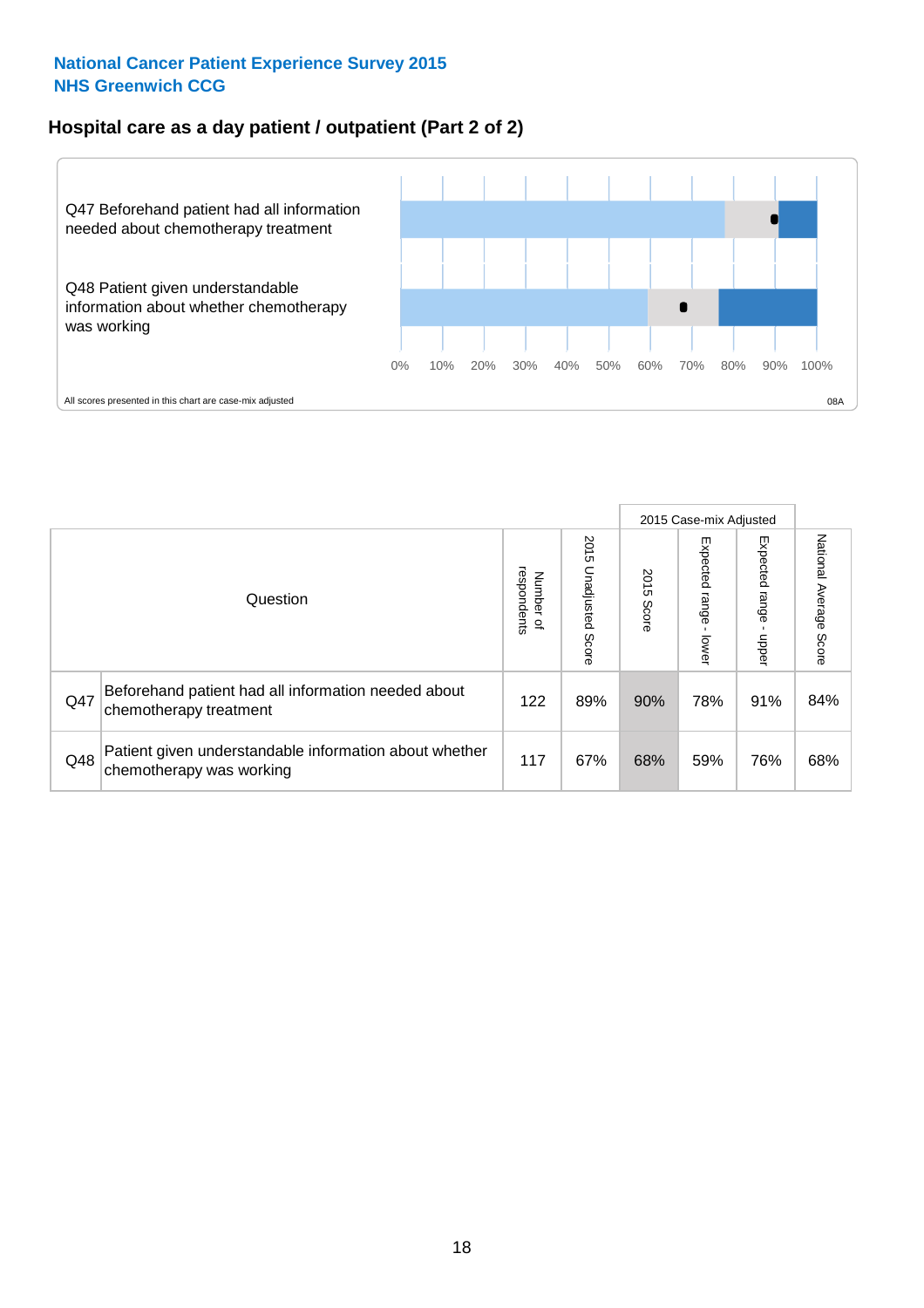National Cancer Patient Experience Survey 2015
NHS Greenwich CCG

## Hospital care as a day patient / outpatient (Part 2 of 2)

Q47 Beforehand patient had all information needed about chemotherapy treatment

Q48 Patient given understandable information about whether chemotherapy was working

0% 10% 20% 30% 40% 50% 60% 70% 80% 90% 100%

All scores presented in this chart are case-mix adjusted

08A

| Question | | Number of respondents | 2015 Unadjusted Score | 2015 Case-mix Adjusted: 2015 Score | 2015 Case-mix Adjusted: Expected range - lower | 2015 Case-mix Adjusted: Expected range - upper | National Average Score |
|---|---|---|---|---|---|---|---|
| Q47 | Beforehand patient had all information needed about chemotherapy treatment | 122 | 89% | 90% | 78% | 91% | 84% |
| Q48 | Patient given understandable information about whether chemotherapy was working | 117 | 67% | 68% | 59% | 76% | 68% |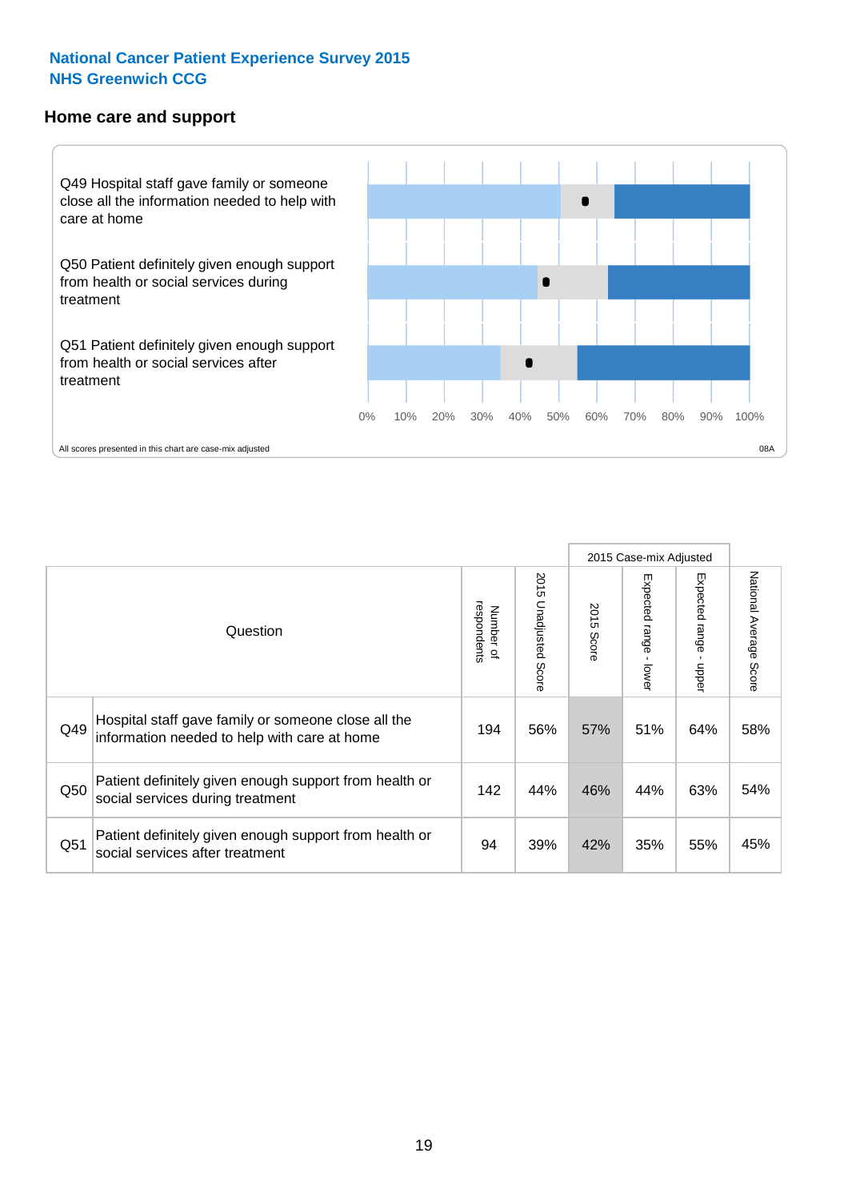**National Cancer Patient Experience Survey 2015**
**NHS Greenwich CCG**

## Home care and support

Q49 Hospital staff gave family or someone close all the information needed to help with care at home

Q50 Patient definitely given enough support from health or social services during treatment

Q51 Patient definitely given enough support from health or social services after treatment

0% 10% 20% 30% 40% 50% 60% 70% 80% 90% 100%

All scores presented in this chart are case-mix adjusted

08A

| Question | | Number of respondents | 2015 Unadjusted Score | 2015 Case-mix Adjusted | | | National Average Score |
|---|---|---|---|---|---|---|---|
| | | | | 2015 Score | Expected range - lower | Expected range - upper | |
| Q49 | Hospital staff gave family or someone close all the information needed to help with care at home | 194 | 56% | 57% | 51% | 64% | 58% |
| Q50 | Patient definitely given enough support from health or social services during treatment | 142 | 44% | 46% | 44% | 63% | 54% |
| Q51 | Patient definitely given enough support from health or social services after treatment | 94 | 39% | 42% | 35% | 55% | 45% |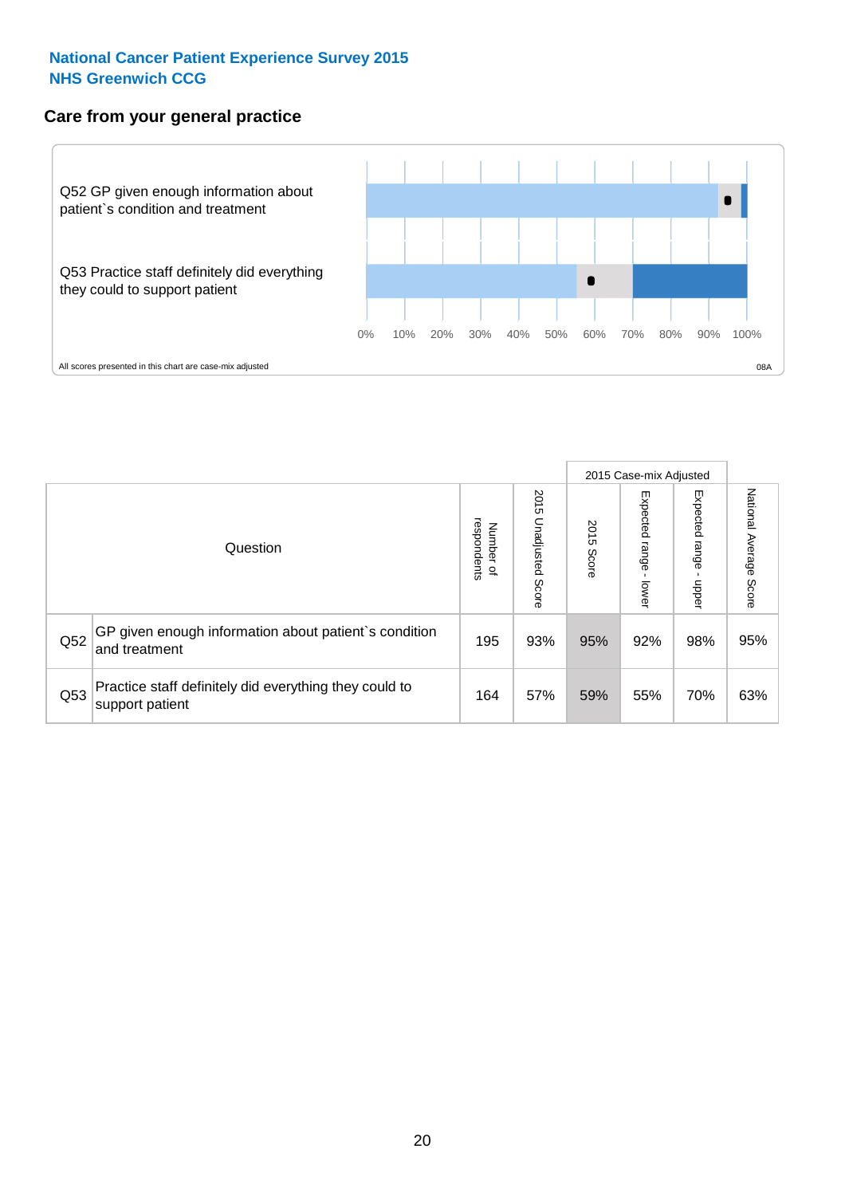**National Cancer Patient Experience Survey 2015**
**NHS Greenwich CCG**

## Care from your general practice

Q52 GP given enough information about patient`s condition and treatment

Q53 Practice staff definitely did everything they could to support patient

0% 10% 20% 30% 40% 50% 60% 70% 80% 90% 100%

All scores presented in this chart are case-mix adjusted

08A

| | Question | Number of respondents | 2015 Unadjusted Score | 2015 Case-mix Adjusted: 2015 Score | 2015 Case-mix Adjusted: Expected range - lower | 2015 Case-mix Adjusted: Expected range - upper | National Average Score |
|---|---|---|---|---|---|---|---|
| Q52 | GP given enough information about patient`s condition and treatment | 195 | 93% | 95% | 92% | 98% | 95% |
| Q53 | Practice staff definitely did everything they could to support patient | 164 | 57% | 59% | 55% | 70% | 63% |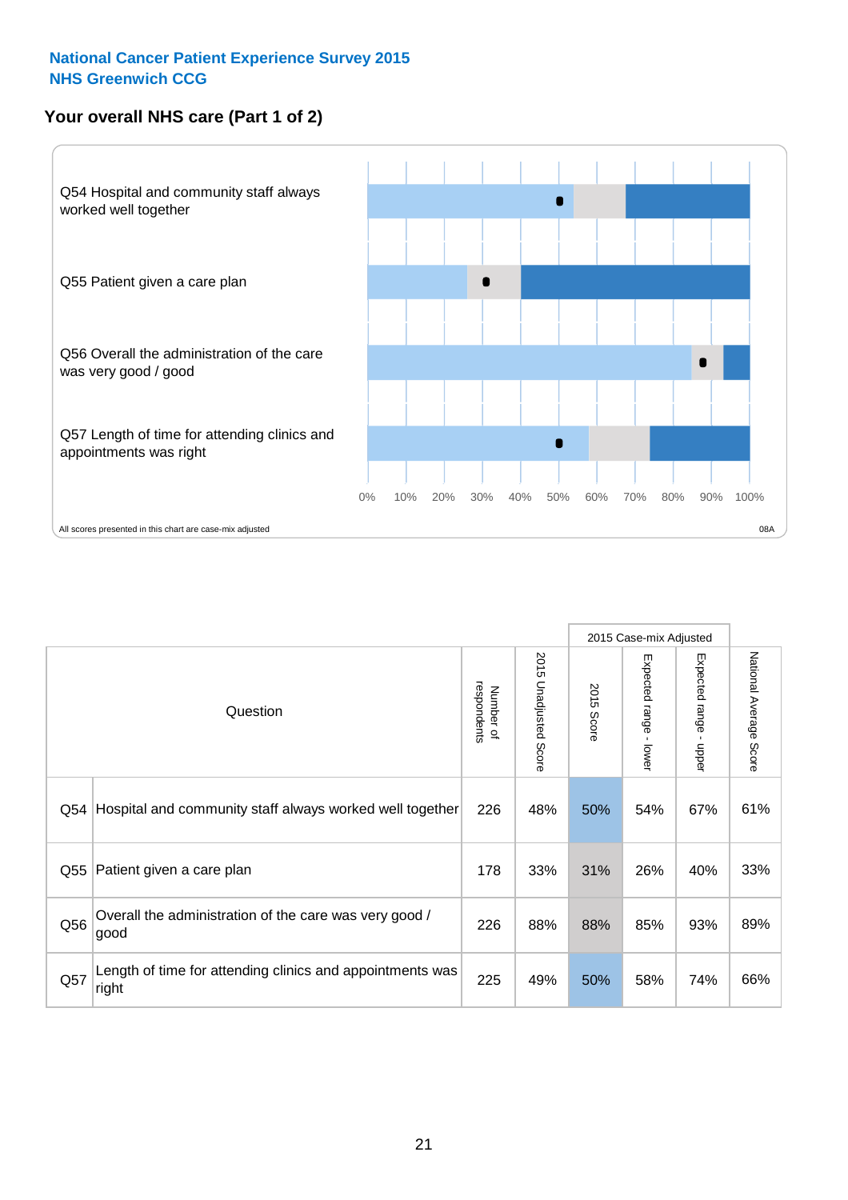# National Cancer Patient Experience Survey 2015
## NHS Greenwich CCG

### Your overall NHS care (Part 1 of 2)

Q54 Hospital and community staff always worked well together

Q55 Patient given a care plan

Q56 Overall the administration of the care was very good / good

Q57 Length of time for attending clinics and appointments was right

0% 10% 20% 30% 40% 50% 60% 70% 80% 90% 100%

All scores presented in this chart are case-mix adjusted

08A

| Question | | Number of respondents | 2015 Unadjusted Score | 2015 Case-mix Adjusted: 2015 Score | 2015 Case-mix Adjusted: Expected range - lower | 2015 Case-mix Adjusted: Expected range - upper | National Average Score |
|---|---|---|---|---|---|---|---|
| Q54 | Hospital and community staff always worked well together | 226 | 48% | 50% | 54% | 67% | 61% |
| Q55 | Patient given a care plan | 178 | 33% | 31% | 26% | 40% | 33% |
| Q56 | Overall the administration of the care was very good / good | 226 | 88% | 88% | 85% | 93% | 89% |
| Q57 | Length of time for attending clinics and appointments was right | 225 | 49% | 50% | 58% | 74% | 66% |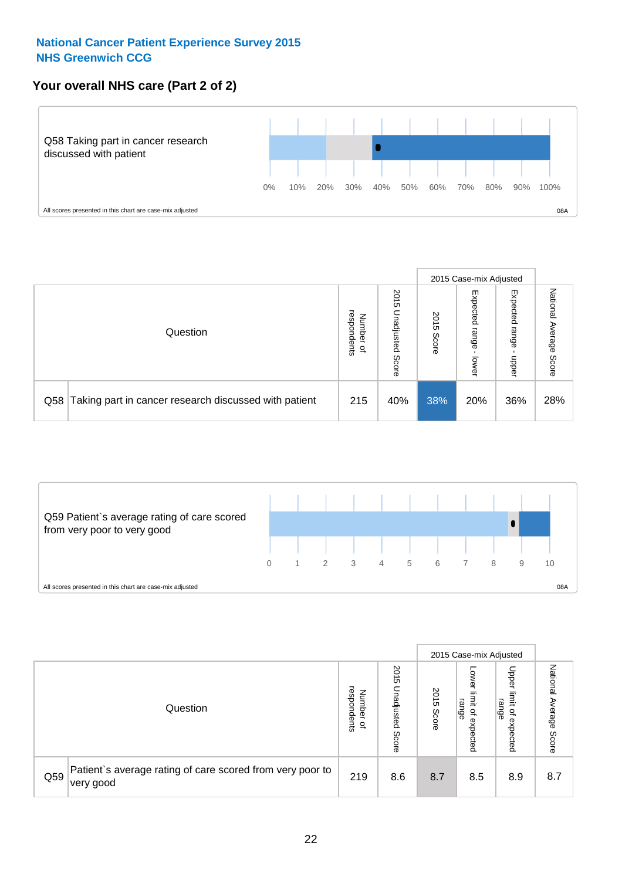**National Cancer Patient Experience Survey 2015**
**NHS Greenwich CCG**

## Your overall NHS care (Part 2 of 2)

Q58 Taking part in cancer research discussed with patient

0% 10% 20% 30% 40% 50% 60% 70% 80% 90% 100%

All scores presented in this chart are case-mix adjusted

08A

| Question | | Number of respondents | 2015 Unadjusted Score | 2015 Case-mix Adjusted: 2015 Score | 2015 Case-mix Adjusted: Expected range - lower | 2015 Case-mix Adjusted: Expected range - upper | National Average Score |
|---|---|---|---|---|---|---|---|
| Q58 | Taking part in cancer research discussed with patient | 215 | 40% | 38% | 20% | 36% | 28% |

Q59 Patient`s average rating of care scored from very poor to very good

0 1 2 3 4 5 6 7 8 9 10

All scores presented in this chart are case-mix adjusted

08A

| Question | | Number of respondents | 2015 Unadjusted Score | 2015 Case-mix Adjusted: 2015 Score | 2015 Case-mix Adjusted: Lower limit of expected range | 2015 Case-mix Adjusted: Upper limit of expected range | National Average Score |
|---|---|---|---|---|---|---|---|
| Q59 | Patient`s average rating of care scored from very poor to very good | 219 | 8.6 | 8.7 | 8.5 | 8.9 | 8.7 |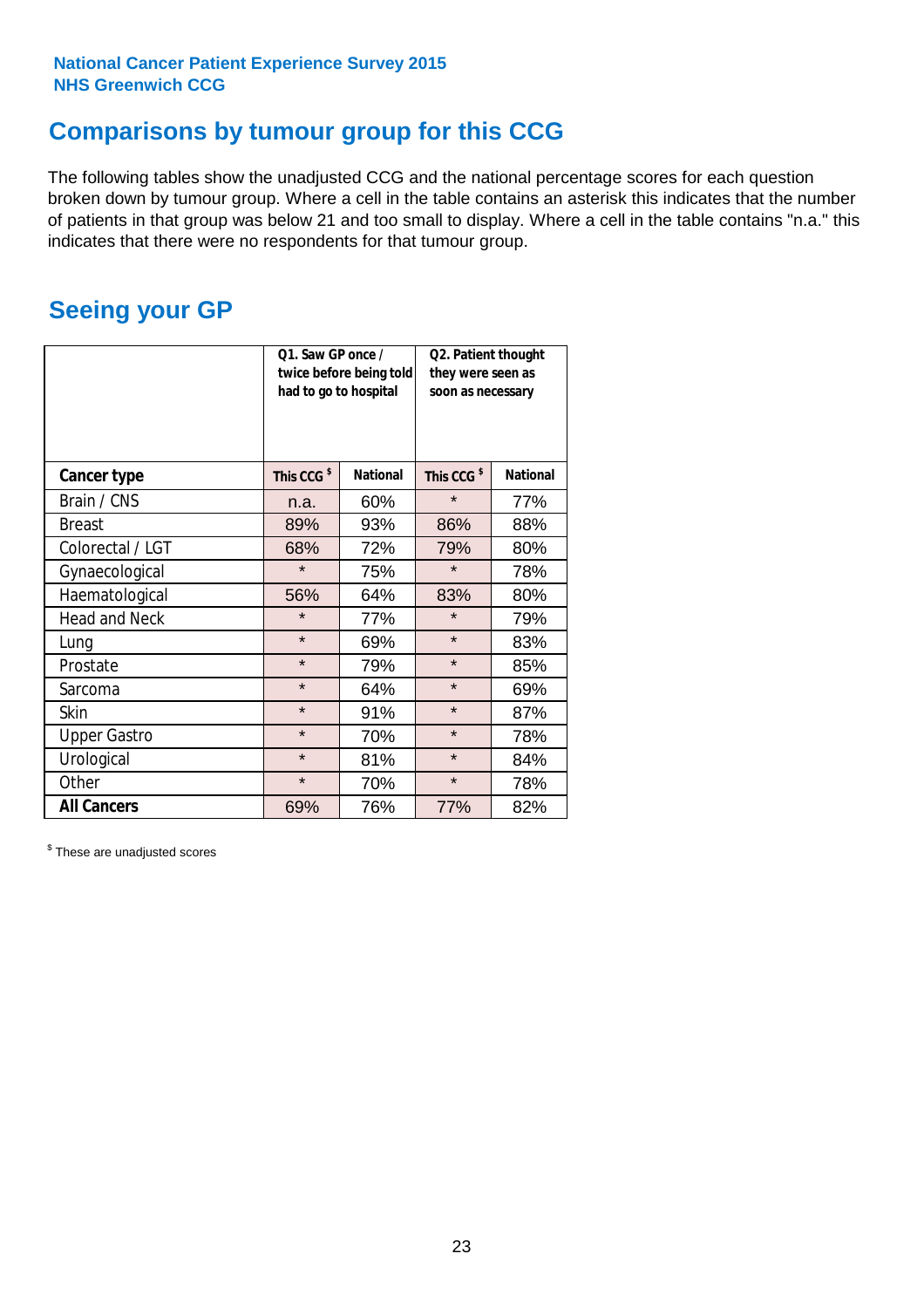National Cancer Patient Experience Survey 2015
NHS Greenwich CCG

## Comparisons by tumour group for this CCG

The following tables show the unadjusted CCG and the national percentage scores for each question broken down by tumour group. Where a cell in the table contains an asterisk this indicates that the number of patients in that group was below 21 and too small to display. Where a cell in the table contains "n.a." this indicates that there were no respondents for that tumour group.

## Seeing your GP

| | Q1. Saw GP once / twice before being told had to go to hospital | | Q2. Patient thought they were seen as soon as necessary | |
|---|---|---|---|---|
| **Cancer type** | **This CCG $** | **National** | **This CCG $** | **National** |
| Brain / CNS | n.a. | 60% | * | 77% |
| Breast | 89% | 93% | 86% | 88% |
| Colorectal / LGT | 68% | 72% | 79% | 80% |
| Gynaecological | * | 75% | * | 78% |
| Haematological | 56% | 64% | 83% | 80% |
| Head and Neck | * | 77% | * | 79% |
| Lung | * | 69% | * | 83% |
| Prostate | * | 79% | * | 85% |
| Sarcoma | * | 64% | * | 69% |
| Skin | * | 91% | * | 87% |
| Upper Gastro | * | 70% | * | 78% |
| Urological | * | 81% | * | 84% |
| Other | * | 70% | * | 78% |
| **All Cancers** | 69% | 76% | 77% | 82% |

$ These are unadjusted scores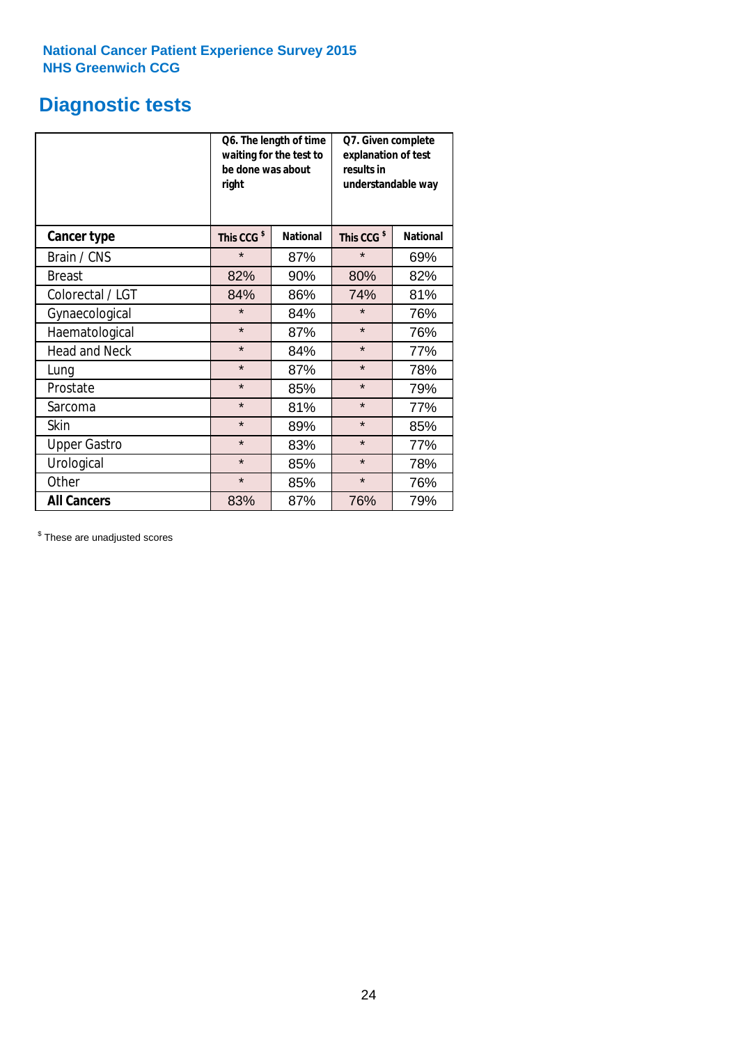National Cancer Patient Experience Survey 2015
NHS Greenwich CCG

# Diagnostic tests

| | Q6. The length of time waiting for the test to be done was about right | | Q7. Given complete explanation of test results in understandable way | |
|---|---|---|---|---|
| **Cancer type** | **This CCG $** | **National** | **This CCG $** | **National** |
| Brain / CNS | * | 87% | * | 69% |
| Breast | 82% | 90% | 80% | 82% |
| Colorectal / LGT | 84% | 86% | 74% | 81% |
| Gynaecological | * | 84% | * | 76% |
| Haematological | * | 87% | * | 76% |
| Head and Neck | * | 84% | * | 77% |
| Lung | * | 87% | * | 78% |
| Prostate | * | 85% | * | 79% |
| Sarcoma | * | 81% | * | 77% |
| Skin | * | 89% | * | 85% |
| Upper Gastro | * | 83% | * | 77% |
| Urological | * | 85% | * | 78% |
| Other | * | 85% | * | 76% |
| **All Cancers** | 83% | 87% | 76% | 79% |

$ These are unadjusted scores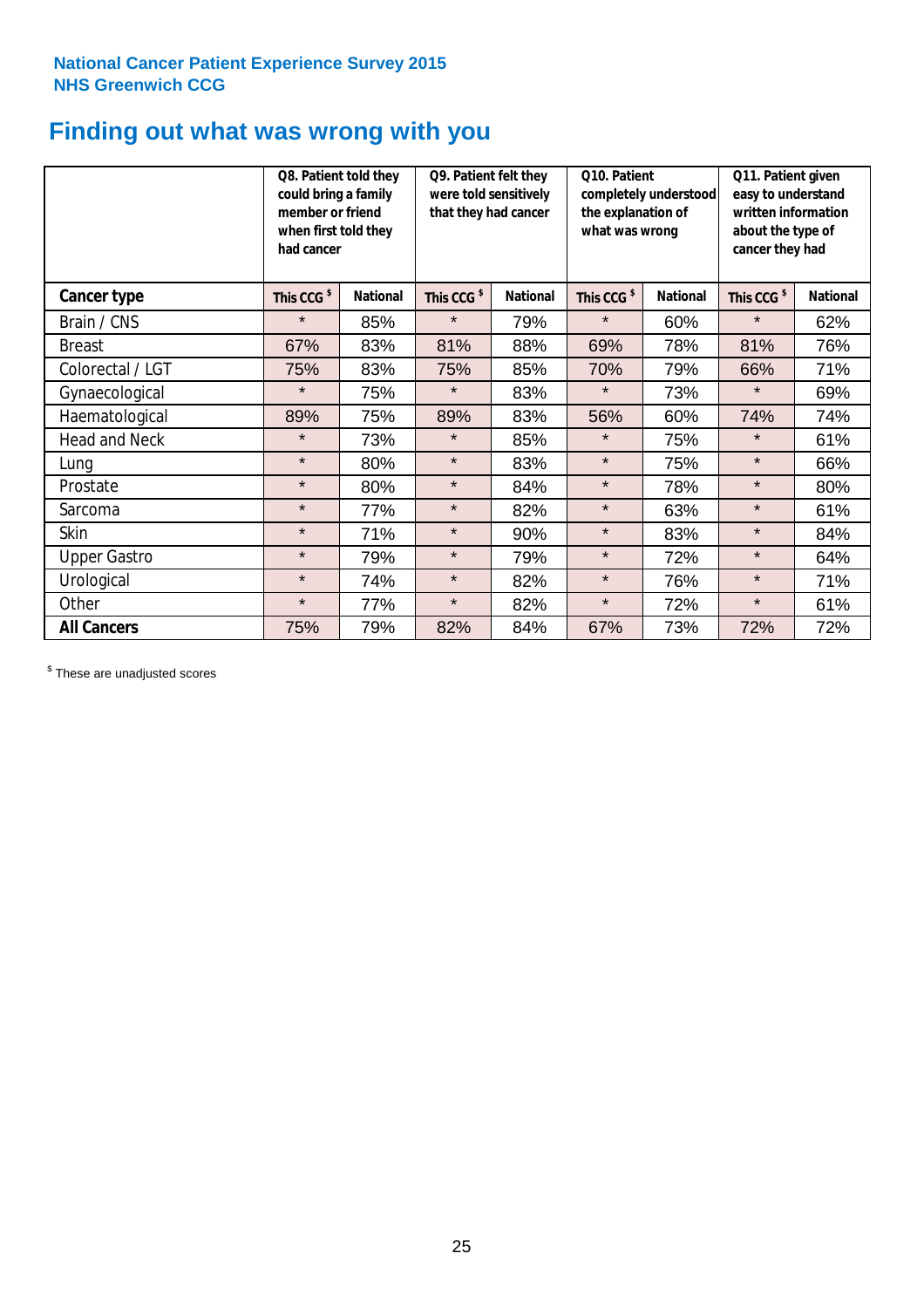National Cancer Patient Experience Survey 2015
NHS Greenwich CCG

# Finding out what was wrong with you

| | Q8. Patient told they could bring a family member or friend when first told they had cancer | | Q9. Patient felt they were told sensitively that they had cancer | | Q10. Patient completely understood the explanation of what was wrong | | Q11. Patient given easy to understand written information about the type of cancer they had | |
|---|---|---|---|---|---|---|---|---|
| **Cancer type** | This CCG $ | National | This CCG $ | National | This CCG $ | National | This CCG $ | National |
| Brain / CNS | * | 85% | * | 79% | * | 60% | * | 62% |
| Breast | 67% | 83% | 81% | 88% | 69% | 78% | 81% | 76% |
| Colorectal / LGT | 75% | 83% | 75% | 85% | 70% | 79% | 66% | 71% |
| Gynaecological | * | 75% | * | 83% | * | 73% | * | 69% |
| Haematological | 89% | 75% | 89% | 83% | 56% | 60% | 74% | 74% |
| Head and Neck | * | 73% | * | 85% | * | 75% | * | 61% |
| Lung | * | 80% | * | 83% | * | 75% | * | 66% |
| Prostate | * | 80% | * | 84% | * | 78% | * | 80% |
| Sarcoma | * | 77% | * | 82% | * | 63% | * | 61% |
| Skin | * | 71% | * | 90% | * | 83% | * | 84% |
| Upper Gastro | * | 79% | * | 79% | * | 72% | * | 64% |
| Urological | * | 74% | * | 82% | * | 76% | * | 71% |
| Other | * | 77% | * | 82% | * | 72% | * | 61% |
| **All Cancers** | 75% | 79% | 82% | 84% | 67% | 73% | 72% | 72% |

$ These are unadjusted scores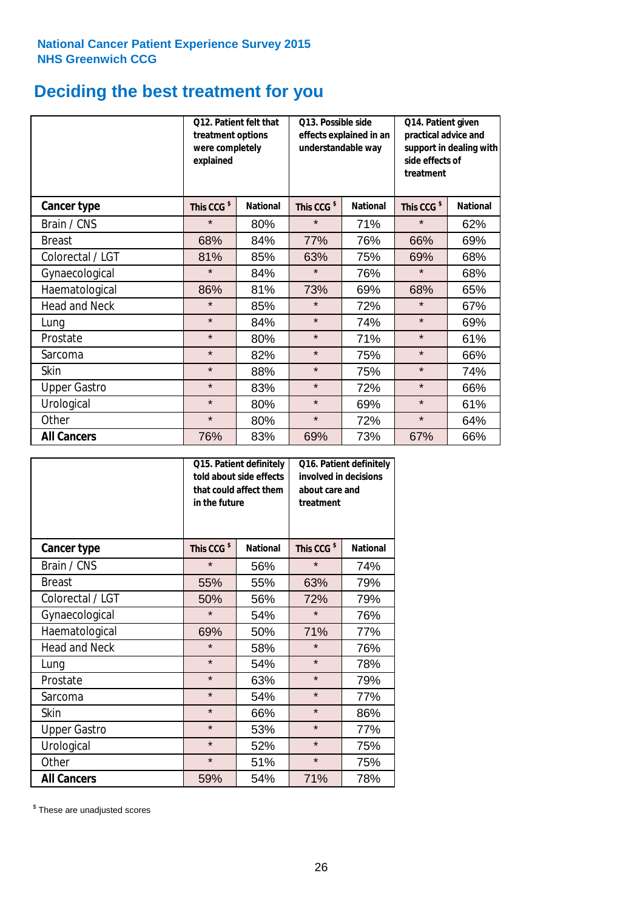National Cancer Patient Experience Survey 2015
NHS Greenwich CCG

# Deciding the best treatment for you

| | Q12. Patient felt that treatment options were completely explained | | Q13. Possible side effects explained in an understandable way | | Q14. Patient given practical advice and support in dealing with side effects of treatment | |
|---|---|---|---|---|---|---|
| **Cancer type** | This CCG $ | National | This CCG $ | National | This CCG $ | National |
| Brain / CNS | * | 80% | * | 71% | * | 62% |
| Breast | 68% | 84% | 77% | 76% | 66% | 69% |
| Colorectal / LGT | 81% | 85% | 63% | 75% | 69% | 68% |
| Gynaecological | * | 84% | * | 76% | * | 68% |
| Haematological | 86% | 81% | 73% | 69% | 68% | 65% |
| Head and Neck | * | 85% | * | 72% | * | 67% |
| Lung | * | 84% | * | 74% | * | 69% |
| Prostate | * | 80% | * | 71% | * | 61% |
| Sarcoma | * | 82% | * | 75% | * | 66% |
| Skin | * | 88% | * | 75% | * | 74% |
| Upper Gastro | * | 83% | * | 72% | * | 66% |
| Urological | * | 80% | * | 69% | * | 61% |
| Other | * | 80% | * | 72% | * | 64% |
| **All Cancers** | 76% | 83% | 69% | 73% | 67% | 66% |

| | Q15. Patient definitely told about side effects that could affect them in the future | | Q16. Patient definitely involved in decisions about care and treatment | |
|---|---|---|---|---|
| **Cancer type** | This CCG $ | National | This CCG $ | National |
| Brain / CNS | * | 56% | * | 74% |
| Breast | 55% | 55% | 63% | 79% |
| Colorectal / LGT | 50% | 56% | 72% | 79% |
| Gynaecological | * | 54% | * | 76% |
| Haematological | 69% | 50% | 71% | 77% |
| Head and Neck | * | 58% | * | 76% |
| Lung | * | 54% | * | 78% |
| Prostate | * | 63% | * | 79% |
| Sarcoma | * | 54% | * | 77% |
| Skin | * | 66% | * | 86% |
| Upper Gastro | * | 53% | * | 77% |
| Urological | * | 52% | * | 75% |
| Other | * | 51% | * | 75% |
| **All Cancers** | 59% | 54% | 71% | 78% |

$ These are unadjusted scores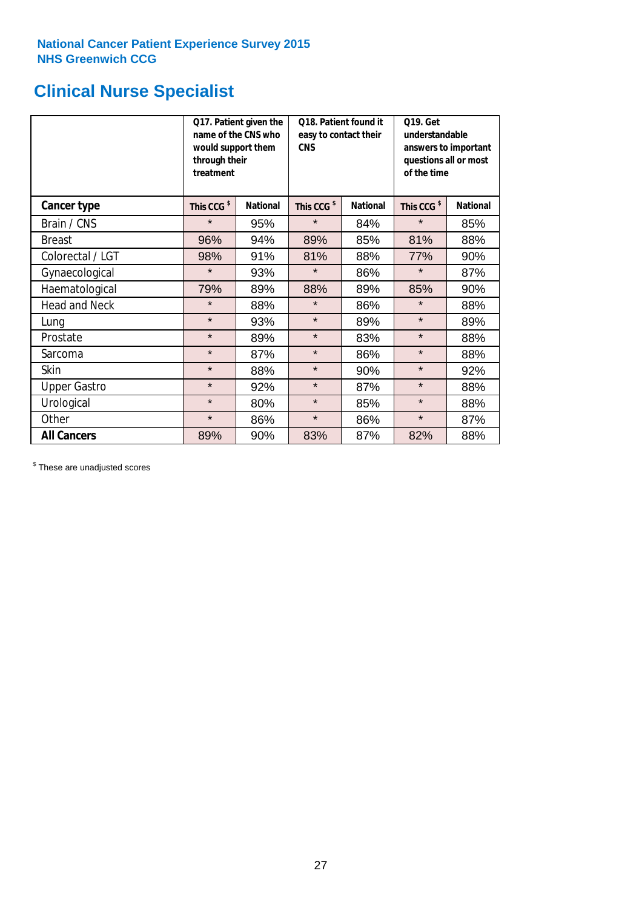National Cancer Patient Experience Survey 2015
NHS Greenwich CCG

# Clinical Nurse Specialist

| | Q17. Patient given the name of the CNS who would support them through their treatment | | Q18. Patient found it easy to contact their CNS | | Q19. Get understandable answers to important questions all or most of the time | |
|---|---|---|---|---|---|---|
| **Cancer type** | **This CCG $** | **National** | **This CCG $** | **National** | **This CCG $** | **National** |
| Brain / CNS | * | 95% | * | 84% | * | 85% |
| Breast | 96% | 94% | 89% | 85% | 81% | 88% |
| Colorectal / LGT | 98% | 91% | 81% | 88% | 77% | 90% |
| Gynaecological | * | 93% | * | 86% | * | 87% |
| Haematological | 79% | 89% | 88% | 89% | 85% | 90% |
| Head and Neck | * | 88% | * | 86% | * | 88% |
| Lung | * | 93% | * | 89% | * | 89% |
| Prostate | * | 89% | * | 83% | * | 88% |
| Sarcoma | * | 87% | * | 86% | * | 88% |
| Skin | * | 88% | * | 90% | * | 92% |
| Upper Gastro | * | 92% | * | 87% | * | 88% |
| Urological | * | 80% | * | 85% | * | 88% |
| Other | * | 86% | * | 86% | * | 87% |
| **All Cancers** | 89% | 90% | 83% | 87% | 82% | 88% |

$ These are unadjusted scores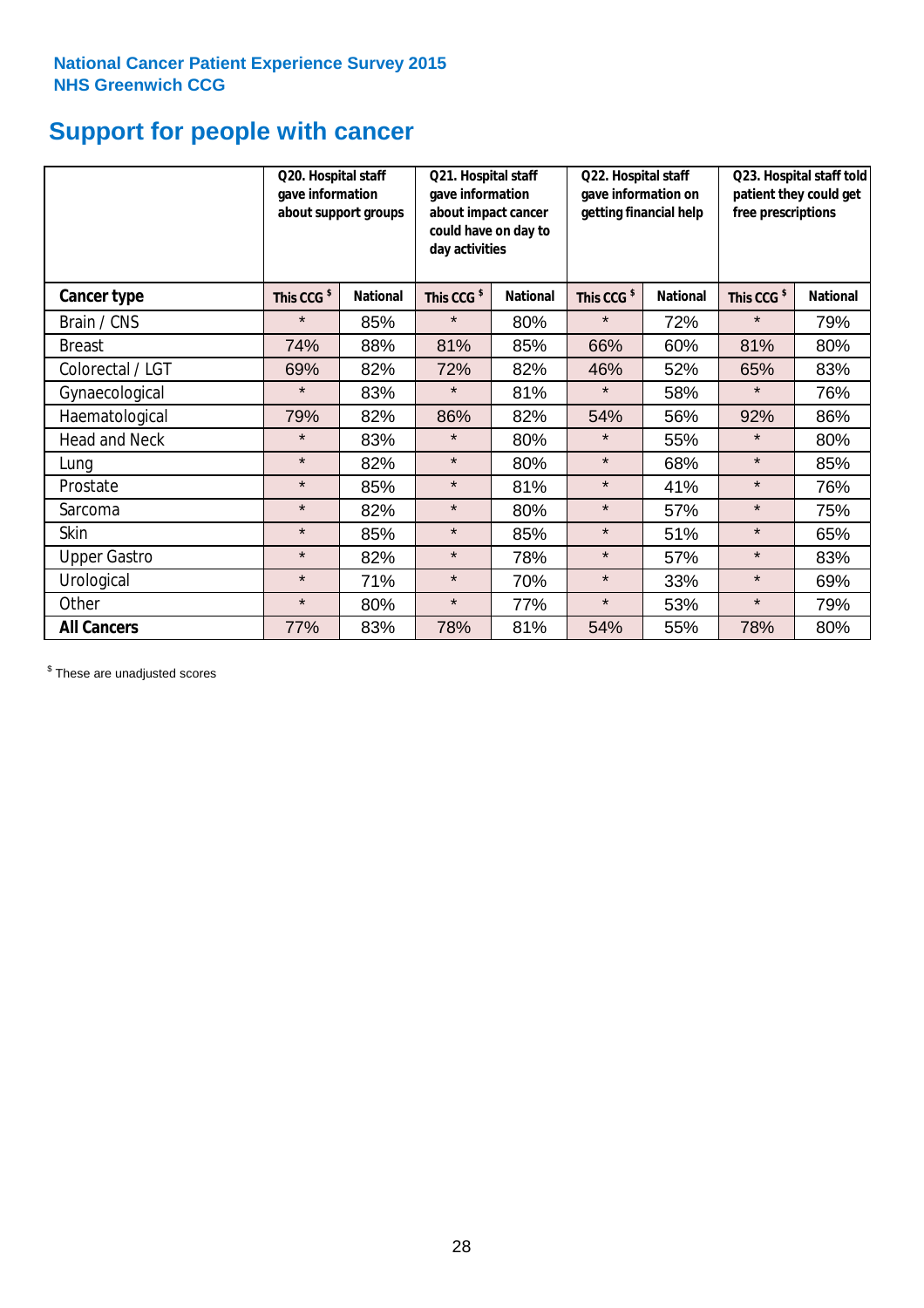National Cancer Patient Experience Survey 2015
NHS Greenwich CCG

# Support for people with cancer

| | Q20. Hospital staff gave information about support groups | | Q21. Hospital staff gave information about impact cancer could have on day to day activities | | Q22. Hospital staff gave information on getting financial help | | Q23. Hospital staff told patient they could get free prescriptions | |
|---|---|---|---|---|---|---|---|---|
| **Cancer type** | **This CCG $** | **National** | **This CCG $** | **National** | **This CCG $** | **National** | **This CCG $** | **National** |
| Brain / CNS | * | 85% | * | 80% | * | 72% | * | 79% |
| Breast | 74% | 88% | 81% | 85% | 66% | 60% | 81% | 80% |
| Colorectal / LGT | 69% | 82% | 72% | 82% | 46% | 52% | 65% | 83% |
| Gynaecological | * | 83% | * | 81% | * | 58% | * | 76% |
| Haematological | 79% | 82% | 86% | 82% | 54% | 56% | 92% | 86% |
| Head and Neck | * | 83% | * | 80% | * | 55% | * | 80% |
| Lung | * | 82% | * | 80% | * | 68% | * | 85% |
| Prostate | * | 85% | * | 81% | * | 41% | * | 76% |
| Sarcoma | * | 82% | * | 80% | * | 57% | * | 75% |
| Skin | * | 85% | * | 85% | * | 51% | * | 65% |
| Upper Gastro | * | 82% | * | 78% | * | 57% | * | 83% |
| Urological | * | 71% | * | 70% | * | 33% | * | 69% |
| Other | * | 80% | * | 77% | * | 53% | * | 79% |
| **All Cancers** | 77% | 83% | 78% | 81% | 54% | 55% | 78% | 80% |

$ These are unadjusted scores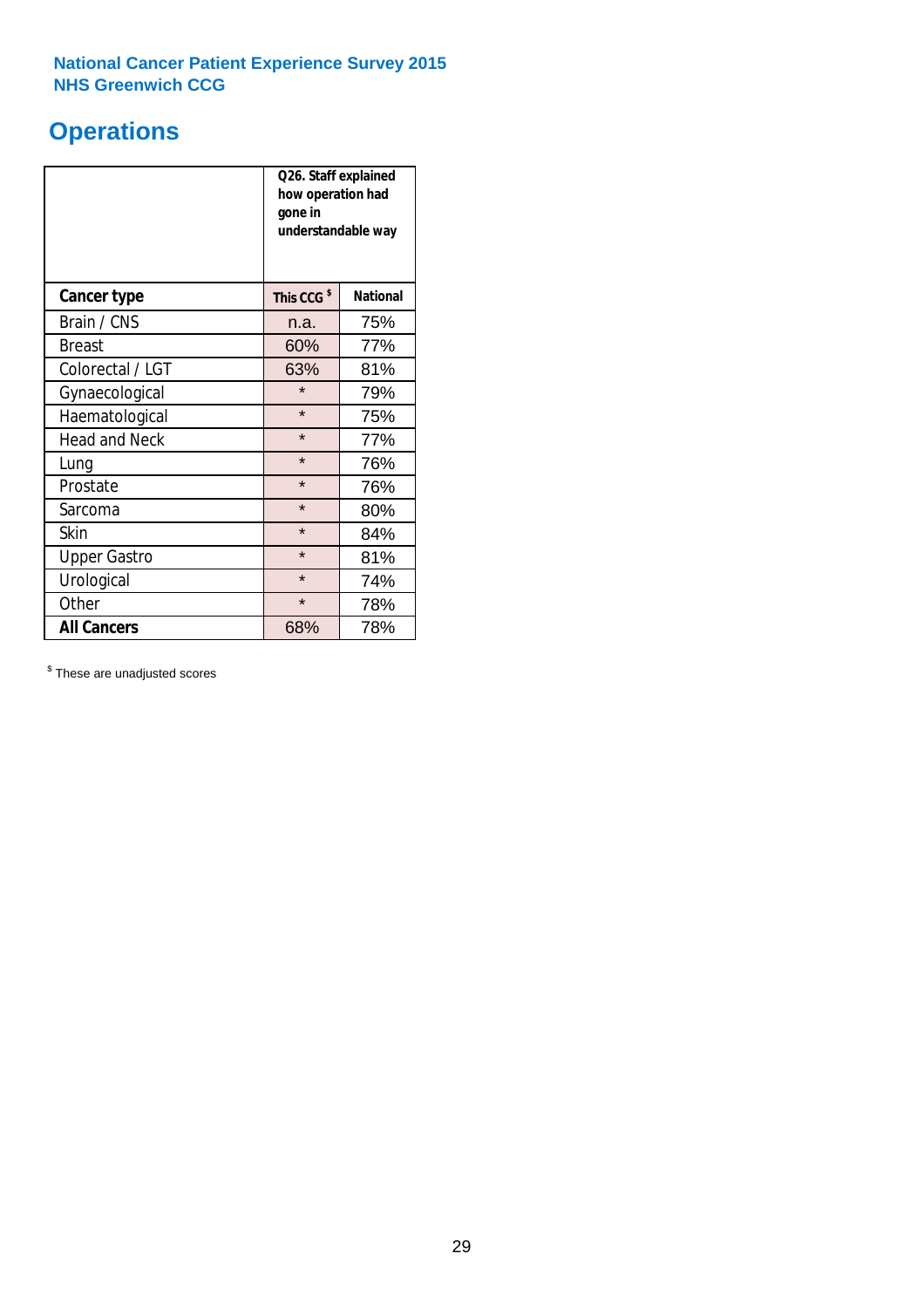National Cancer Patient Experience Survey 2015
NHS Greenwich CCG

# Operations

| | Q26. Staff explained how operation had gone in understandable way | |
|---|---|---|
| **Cancer type** | **This CCG $** | **National** |
| Brain / CNS | n.a. | 75% |
| Breast | 60% | 77% |
| Colorectal / LGT | 63% | 81% |
| Gynaecological | * | 79% |
| Haematological | * | 75% |
| Head and Neck | * | 77% |
| Lung | * | 76% |
| Prostate | * | 76% |
| Sarcoma | * | 80% |
| Skin | * | 84% |
| Upper Gastro | * | 81% |
| Urological | * | 74% |
| Other | * | 78% |
| **All Cancers** | 68% | 78% |

$ These are unadjusted scores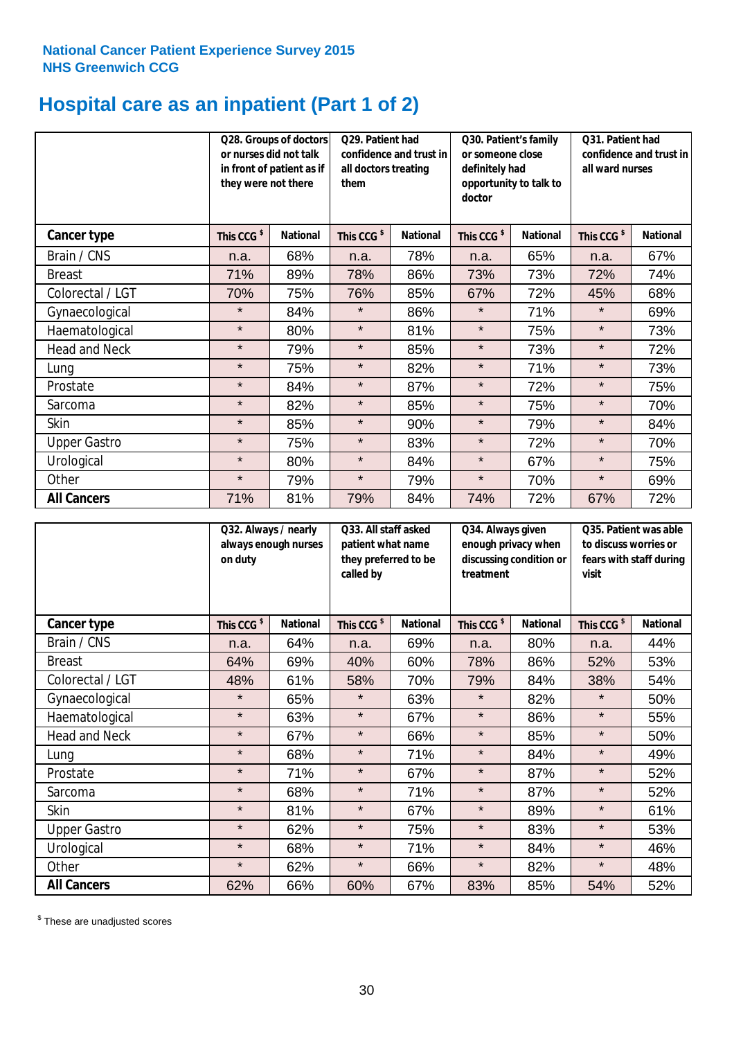**National Cancer Patient Experience Survey 2015**
**NHS Greenwich CCG**

# Hospital care as an inpatient (Part 1 of 2)

| | Q28. Groups of doctors or nurses did not talk in front of patient as if they were not there | | Q29. Patient had confidence and trust in all doctors treating them | | Q30. Patient's family or someone close definitely had opportunity to talk to doctor | | Q31. Patient had confidence and trust in all ward nurses | |
|---|---|---|---|---|---|---|---|---|
| **Cancer type** | **This CCG $** | **National** | **This CCG $** | **National** | **This CCG $** | **National** | **This CCG $** | **National** |
| Brain / CNS | n.a. | 68% | n.a. | 78% | n.a. | 65% | n.a. | 67% |
| Breast | 71% | 89% | 78% | 86% | 73% | 73% | 72% | 74% |
| Colorectal / LGT | 70% | 75% | 76% | 85% | 67% | 72% | 45% | 68% |
| Gynaecological | * | 84% | * | 86% | * | 71% | * | 69% |
| Haematological | * | 80% | * | 81% | * | 75% | * | 73% |
| Head and Neck | * | 79% | * | 85% | * | 73% | * | 72% |
| Lung | * | 75% | * | 82% | * | 71% | * | 73% |
| Prostate | * | 84% | * | 87% | * | 72% | * | 75% |
| Sarcoma | * | 82% | * | 85% | * | 75% | * | 70% |
| Skin | * | 85% | * | 90% | * | 79% | * | 84% |
| Upper Gastro | * | 75% | * | 83% | * | 72% | * | 70% |
| Urological | * | 80% | * | 84% | * | 67% | * | 75% |
| Other | * | 79% | * | 79% | * | 70% | * | 69% |
| **All Cancers** | 71% | 81% | 79% | 84% | 74% | 72% | 67% | 72% |

| | Q32. Always / nearly always enough nurses on duty | | Q33. All staff asked patient what name they preferred to be called by | | Q34. Always given enough privacy when discussing condition or treatment | | Q35. Patient was able to discuss worries or fears with staff during visit | |
|---|---|---|---|---|---|---|---|---|
| **Cancer type** | **This CCG $** | **National** | **This CCG $** | **National** | **This CCG $** | **National** | **This CCG $** | **National** |
| Brain / CNS | n.a. | 64% | n.a. | 69% | n.a. | 80% | n.a. | 44% |
| Breast | 64% | 69% | 40% | 60% | 78% | 86% | 52% | 53% |
| Colorectal / LGT | 48% | 61% | 58% | 70% | 79% | 84% | 38% | 54% |
| Gynaecological | * | 65% | * | 63% | * | 82% | * | 50% |
| Haematological | * | 63% | * | 67% | * | 86% | * | 55% |
| Head and Neck | * | 67% | * | 66% | * | 85% | * | 50% |
| Lung | * | 68% | * | 71% | * | 84% | * | 49% |
| Prostate | * | 71% | * | 67% | * | 87% | * | 52% |
| Sarcoma | * | 68% | * | 71% | * | 87% | * | 52% |
| Skin | * | 81% | * | 67% | * | 89% | * | 61% |
| Upper Gastro | * | 62% | * | 75% | * | 83% | * | 53% |
| Urological | * | 68% | * | 71% | * | 84% | * | 46% |
| Other | * | 62% | * | 66% | * | 82% | * | 48% |
| **All Cancers** | 62% | 66% | 60% | 67% | 83% | 85% | 54% | 52% |

$ These are unadjusted scores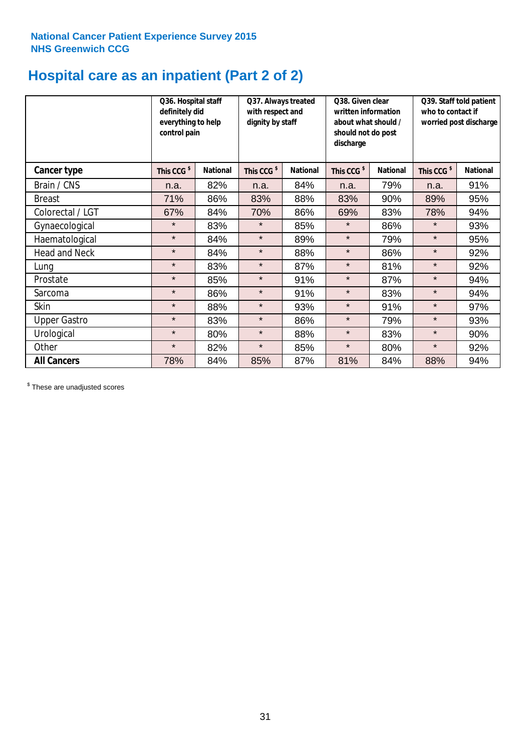**National Cancer Patient Experience Survey 2015**
**NHS Greenwich CCG**

# Hospital care as an inpatient (Part 2 of 2)

| | Q36. Hospital staff definitely did everything to help control pain | | Q37. Always treated with respect and dignity by staff | | Q38. Given clear written information about what should / should not do post discharge | | Q39. Staff told patient who to contact if worried post discharge | |
|---|---|---|---|---|---|---|---|---|
| **Cancer type** | **This CCG $** | **National** | **This CCG $** | **National** | **This CCG $** | **National** | **This CCG $** | **National** |
| Brain / CNS | n.a. | 82% | n.a. | 84% | n.a. | 79% | n.a. | 91% |
| Breast | 71% | 86% | 83% | 88% | 83% | 90% | 89% | 95% |
| Colorectal / LGT | 67% | 84% | 70% | 86% | 69% | 83% | 78% | 94% |
| Gynaecological | * | 83% | * | 85% | * | 86% | * | 93% |
| Haematological | * | 84% | * | 89% | * | 79% | * | 95% |
| Head and Neck | * | 84% | * | 88% | * | 86% | * | 92% |
| Lung | * | 83% | * | 87% | * | 81% | * | 92% |
| Prostate | * | 85% | * | 91% | * | 87% | * | 94% |
| Sarcoma | * | 86% | * | 91% | * | 83% | * | 94% |
| Skin | * | 88% | * | 93% | * | 91% | * | 97% |
| Upper Gastro | * | 83% | * | 86% | * | 79% | * | 93% |
| Urological | * | 80% | * | 88% | * | 83% | * | 90% |
| Other | * | 82% | * | 85% | * | 80% | * | 92% |
| **All Cancers** | 78% | 84% | 85% | 87% | 81% | 84% | 88% | 94% |

$ These are unadjusted scores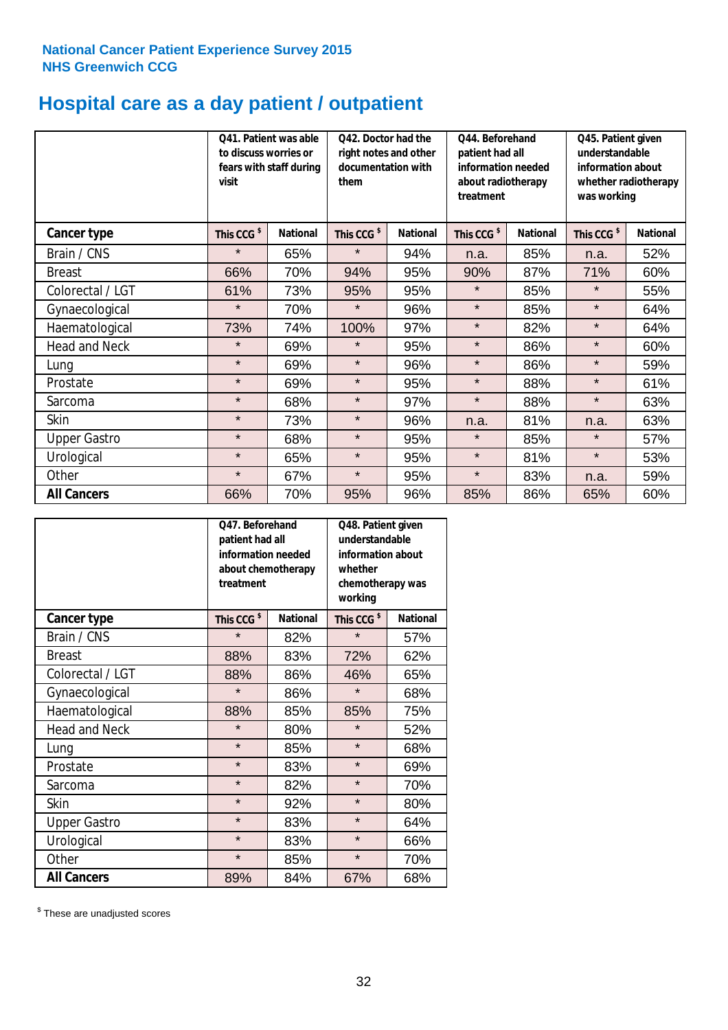National Cancer Patient Experience Survey 2015
NHS Greenwich CCG

# Hospital care as a day patient / outpatient

| | Q41. Patient was able to discuss worries or fears with staff during visit | | Q42. Doctor had the right notes and other documentation with them | | Q44. Beforehand patient had all information needed about radiotherapy treatment | | Q45. Patient given understandable information about whether radiotherapy was working | |
|---|---|---|---|---|---|---|---|---|
| **Cancer type** | **This CCG $** | **National** | **This CCG $** | **National** | **This CCG $** | **National** | **This CCG $** | **National** |
| Brain / CNS | * | 65% | * | 94% | n.a. | 85% | n.a. | 52% |
| Breast | 66% | 70% | 94% | 95% | 90% | 87% | 71% | 60% |
| Colorectal / LGT | 61% | 73% | 95% | 95% | * | 85% | * | 55% |
| Gynaecological | * | 70% | * | 96% | * | 85% | * | 64% |
| Haematological | 73% | 74% | 100% | 97% | * | 82% | * | 64% |
| Head and Neck | * | 69% | * | 95% | * | 86% | * | 60% |
| Lung | * | 69% | * | 96% | * | 86% | * | 59% |
| Prostate | * | 69% | * | 95% | * | 88% | * | 61% |
| Sarcoma | * | 68% | * | 97% | * | 88% | * | 63% |
| Skin | * | 73% | * | 96% | n.a. | 81% | n.a. | 63% |
| Upper Gastro | * | 68% | * | 95% | * | 85% | * | 57% |
| Urological | * | 65% | * | 95% | * | 81% | * | 53% |
| Other | * | 67% | * | 95% | * | 83% | n.a. | 59% |
| **All Cancers** | 66% | 70% | 95% | 96% | 85% | 86% | 65% | 60% |

| | Q47. Beforehand patient had all information needed about chemotherapy treatment | | Q48. Patient given understandable information about whether chemotherapy was working | |
|---|---|---|---|---|
| **Cancer type** | **This CCG $** | **National** | **This CCG $** | **National** |
| Brain / CNS | * | 82% | * | 57% |
| Breast | 88% | 83% | 72% | 62% |
| Colorectal / LGT | 88% | 86% | 46% | 65% |
| Gynaecological | * | 86% | * | 68% |
| Haematological | 88% | 85% | 85% | 75% |
| Head and Neck | * | 80% | * | 52% |
| Lung | * | 85% | * | 68% |
| Prostate | * | 83% | * | 69% |
| Sarcoma | * | 82% | * | 70% |
| Skin | * | 92% | * | 80% |
| Upper Gastro | * | 83% | * | 64% |
| Urological | * | 83% | * | 66% |
| Other | * | 85% | * | 70% |
| **All Cancers** | 89% | 84% | 67% | 68% |

$ These are unadjusted scores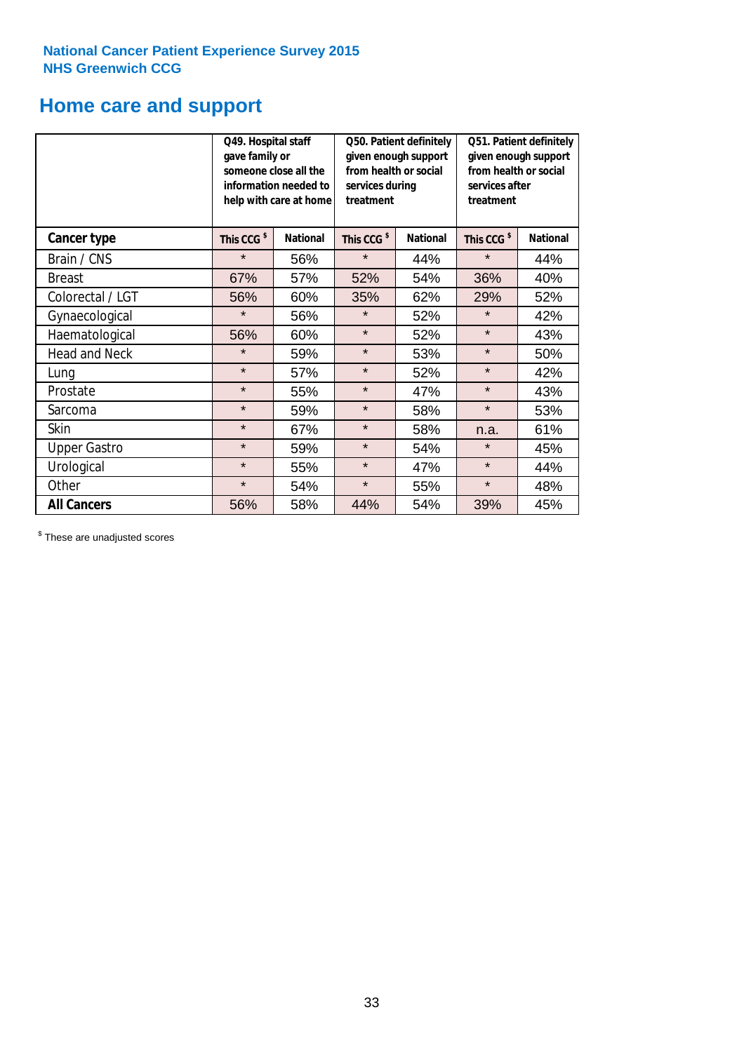National Cancer Patient Experience Survey 2015
NHS Greenwich CCG

# Home care and support

| | Q49. Hospital staff gave family or someone close all the information needed to help with care at home | | Q50. Patient definitely given enough support from health or social services during treatment | | Q51. Patient definitely given enough support from health or social services after treatment | |
|---|---|---|---|---|---|---|
| **Cancer type** | This CCG $ | National | This CCG $ | National | This CCG $ | National |
| Brain / CNS | * | 56% | * | 44% | * | 44% |
| Breast | 67% | 57% | 52% | 54% | 36% | 40% |
| Colorectal / LGT | 56% | 60% | 35% | 62% | 29% | 52% |
| Gynaecological | * | 56% | * | 52% | * | 42% |
| Haematological | 56% | 60% | * | 52% | * | 43% |
| Head and Neck | * | 59% | * | 53% | * | 50% |
| Lung | * | 57% | * | 52% | * | 42% |
| Prostate | * | 55% | * | 47% | * | 43% |
| Sarcoma | * | 59% | * | 58% | * | 53% |
| Skin | * | 67% | * | 58% | n.a. | 61% |
| Upper Gastro | * | 59% | * | 54% | * | 45% |
| Urological | * | 55% | * | 47% | * | 44% |
| Other | * | 54% | * | 55% | * | 48% |
| **All Cancers** | 56% | 58% | 44% | 54% | 39% | 45% |

$ These are unadjusted scores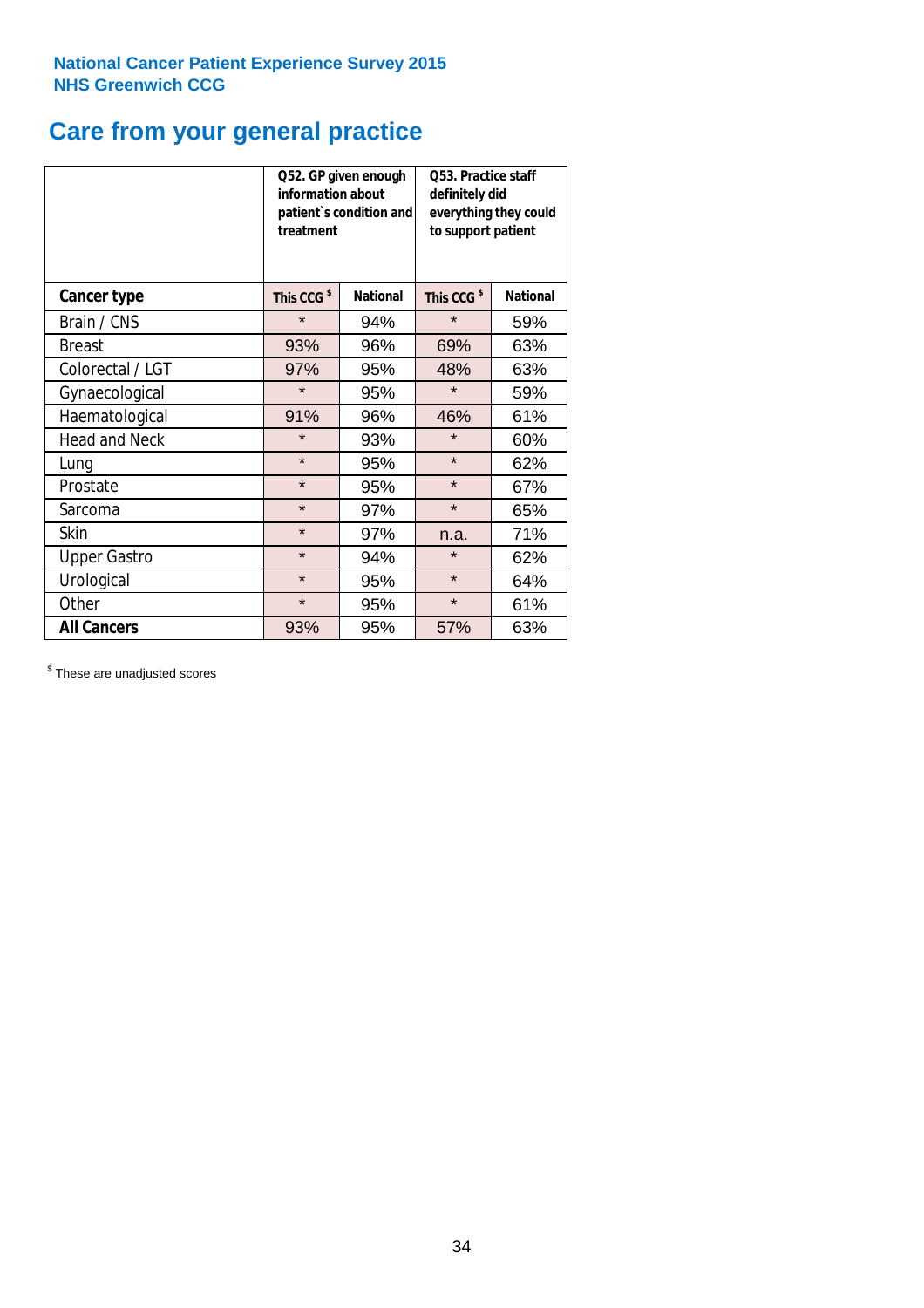National Cancer Patient Experience Survey 2015
NHS Greenwich CCG

# Care from your general practice

| | Q52. GP given enough information about patient`s condition and treatment | | Q53. Practice staff definitely did everything they could to support patient | |
|---|---|---|---|---|
| **Cancer type** | This CCG $ | National | This CCG $ | National |
| Brain / CNS | * | 94% | * | 59% |
| Breast | 93% | 96% | 69% | 63% |
| Colorectal / LGT | 97% | 95% | 48% | 63% |
| Gynaecological | * | 95% | * | 59% |
| Haematological | 91% | 96% | 46% | 61% |
| Head and Neck | * | 93% | * | 60% |
| Lung | * | 95% | * | 62% |
| Prostate | * | 95% | * | 67% |
| Sarcoma | * | 97% | * | 65% |
| Skin | * | 97% | n.a. | 71% |
| Upper Gastro | * | 94% | * | 62% |
| Urological | * | 95% | * | 64% |
| Other | * | 95% | * | 61% |
| **All Cancers** | 93% | 95% | 57% | 63% |

$ These are unadjusted scores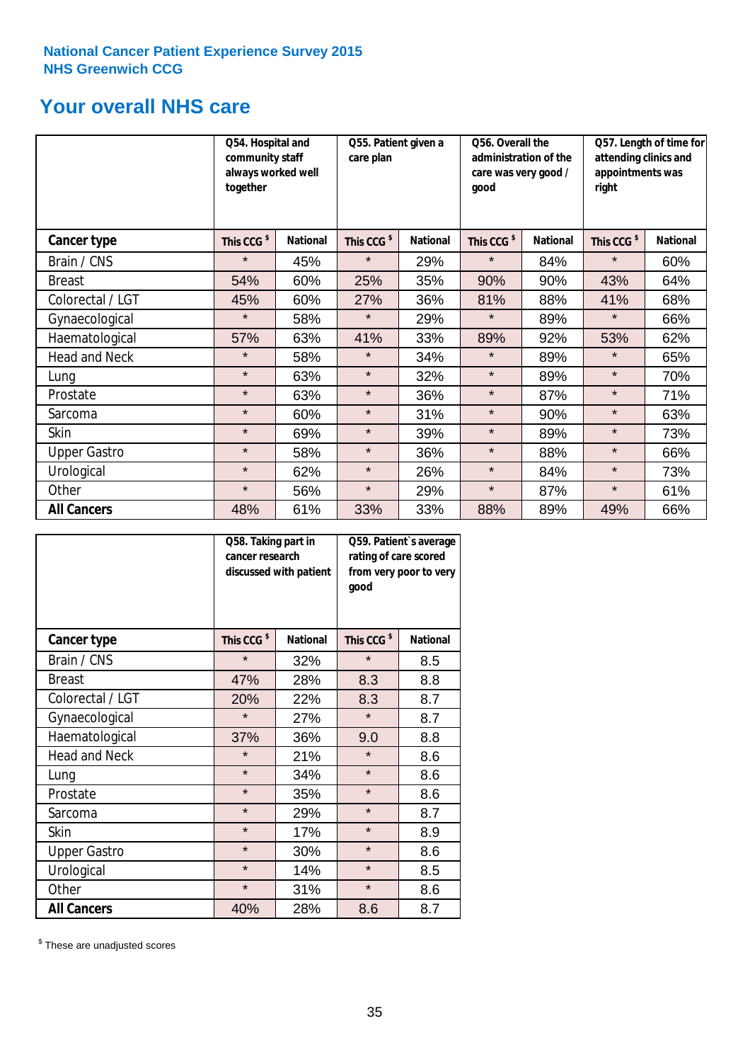National Cancer Patient Experience Survey 2015
NHS Greenwich CCG

# Your overall NHS care

| | Q54. Hospital and community staff always worked well together | | Q55. Patient given a care plan | | Q56. Overall the administration of the care was very good / good | | Q57. Length of time for attending clinics and appointments was right | |
|---|---|---|---|---|---|---|---|---|
| **Cancer type** | **This CCG $** | **National** | **This CCG $** | **National** | **This CCG $** | **National** | **This CCG $** | **National** |
| Brain / CNS | * | 45% | * | 29% | * | 84% | * | 60% |
| Breast | 54% | 60% | 25% | 35% | 90% | 90% | 43% | 64% |
| Colorectal / LGT | 45% | 60% | 27% | 36% | 81% | 88% | 41% | 68% |
| Gynaecological | * | 58% | * | 29% | * | 89% | * | 66% |
| Haematological | 57% | 63% | 41% | 33% | 89% | 92% | 53% | 62% |
| Head and Neck | * | 58% | * | 34% | * | 89% | * | 65% |
| Lung | * | 63% | * | 32% | * | 89% | * | 70% |
| Prostate | * | 63% | * | 36% | * | 87% | * | 71% |
| Sarcoma | * | 60% | * | 31% | * | 90% | * | 63% |
| Skin | * | 69% | * | 39% | * | 89% | * | 73% |
| Upper Gastro | * | 58% | * | 36% | * | 88% | * | 66% |
| Urological | * | 62% | * | 26% | * | 84% | * | 73% |
| Other | * | 56% | * | 29% | * | 87% | * | 61% |
| **All Cancers** | 48% | 61% | 33% | 33% | 88% | 89% | 49% | 66% |

| | Q58. Taking part in cancer research discussed with patient | | Q59. Patient`s average rating of care scored from very poor to very good | |
|---|---|---|---|---|
| **Cancer type** | **This CCG $** | **National** | **This CCG $** | **National** |
| Brain / CNS | * | 32% | * | 8.5 |
| Breast | 47% | 28% | 8.3 | 8.8 |
| Colorectal / LGT | 20% | 22% | 8.3 | 8.7 |
| Gynaecological | * | 27% | * | 8.7 |
| Haematological | 37% | 36% | 9.0 | 8.8 |
| Head and Neck | * | 21% | * | 8.6 |
| Lung | * | 34% | * | 8.6 |
| Prostate | * | 35% | * | 8.6 |
| Sarcoma | * | 29% | * | 8.7 |
| Skin | * | 17% | * | 8.9 |
| Upper Gastro | * | 30% | * | 8.6 |
| Urological | * | 14% | * | 8.5 |
| Other | * | 31% | * | 8.6 |
| **All Cancers** | 40% | 28% | 8.6 | 8.7 |

$ These are unadjusted scores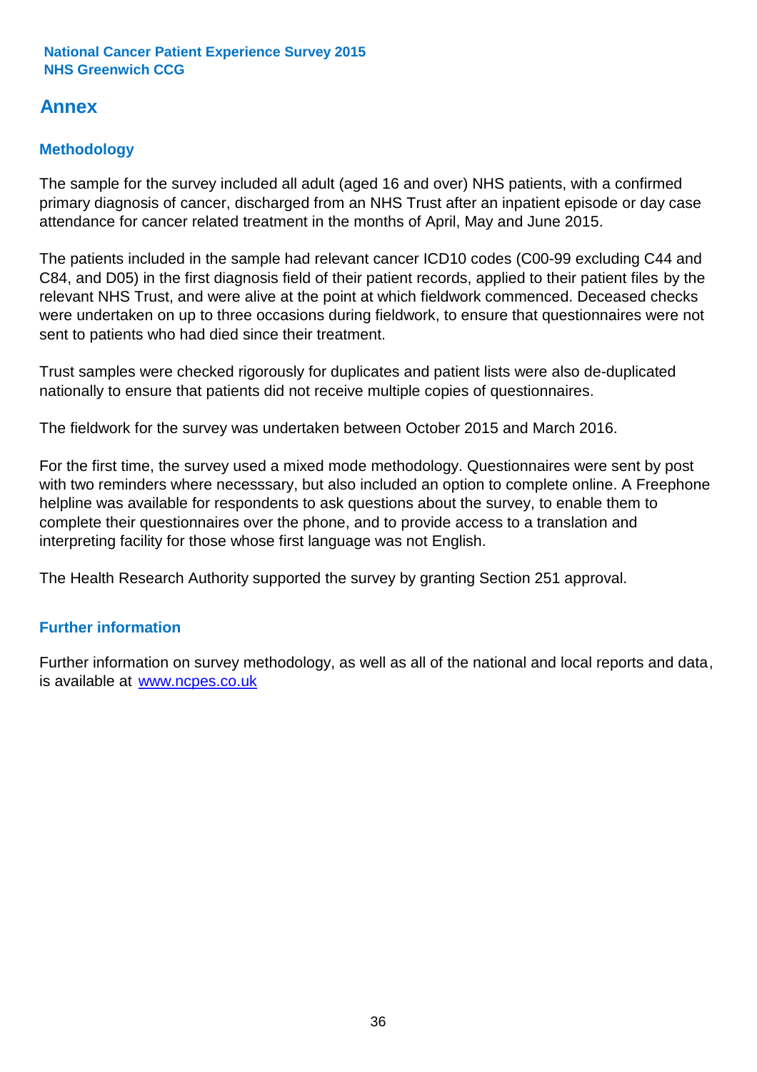# Annex

## Methodology

The sample for the survey included all adult (aged 16 and over) NHS patients, with a confirmed primary diagnosis of cancer, discharged from an NHS Trust after an inpatient episode or day case attendance for cancer related treatment in the months of April, May and June 2015.

The patients included in the sample had relevant cancer ICD10 codes (C00-99 excluding C44 and C84, and D05) in the first diagnosis field of their patient records, applied to their patient files by the relevant NHS Trust, and were alive at the point at which fieldwork commenced. Deceased checks were undertaken on up to three occasions during fieldwork, to ensure that questionnaires were not sent to patients who had died since their treatment.

Trust samples were checked rigorously for duplicates and patient lists were also de-duplicated nationally to ensure that patients did not receive multiple copies of questionnaires.

The fieldwork for the survey was undertaken between October 2015 and March 2016.

For the first time, the survey used a mixed mode methodology. Questionnaires were sent by post with two reminders where necesssary, but also included an option to complete online. A Freephone helpline was available for respondents to ask questions about the survey, to enable them to complete their questionnaires over the phone, and to provide access to a translation and interpreting facility for those whose first language was not English.

The Health Research Authority supported the survey by granting Section 251 approval.

## Further information

Further information on survey methodology, as well as all of the national and local reports and data, is available at [www.ncpes.co.uk](http://www.ncpes.co.uk)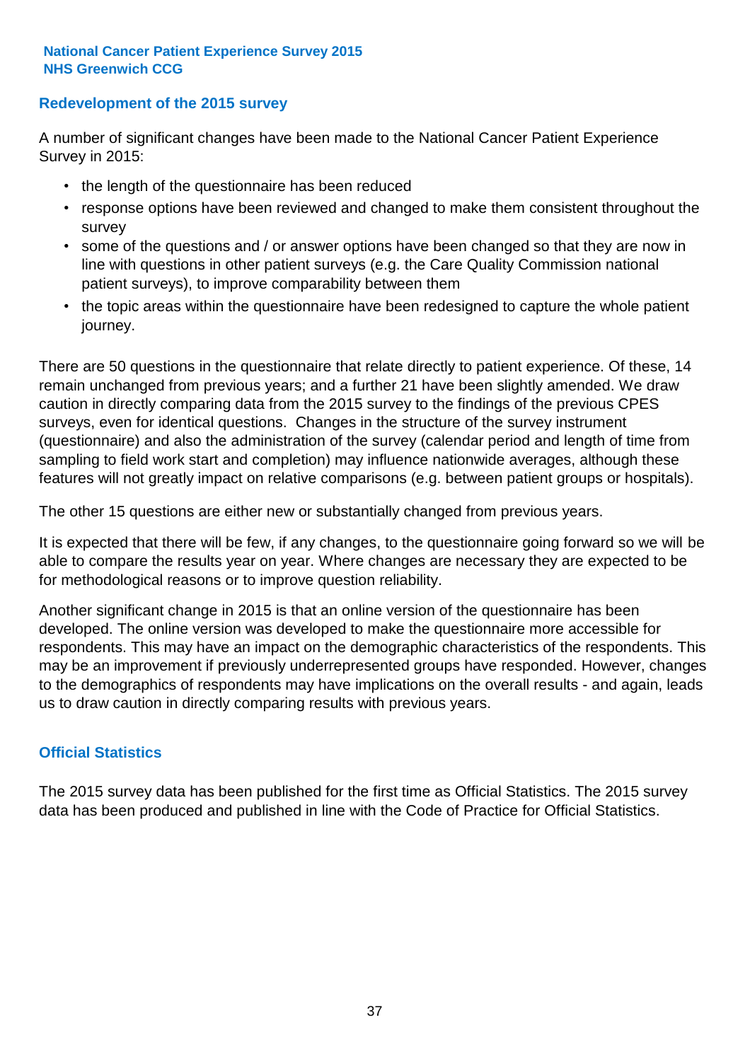## Redevelopment of the 2015 survey

A number of significant changes have been made to the National Cancer Patient Experience Survey in 2015:

- the length of the questionnaire has been reduced
- response options have been reviewed and changed to make them consistent throughout the survey
- some of the questions and / or answer options have been changed so that they are now in line with questions in other patient surveys (e.g. the Care Quality Commission national patient surveys), to improve comparability between them
- the topic areas within the questionnaire have been redesigned to capture the whole patient journey.

There are 50 questions in the questionnaire that relate directly to patient experience. Of these, 14 remain unchanged from previous years; and a further 21 have been slightly amended. We draw caution in directly comparing data from the 2015 survey to the findings of the previous CPES surveys, even for identical questions. Changes in the structure of the survey instrument (questionnaire) and also the administration of the survey (calendar period and length of time from sampling to field work start and completion) may influence nationwide averages, although these features will not greatly impact on relative comparisons (e.g. between patient groups or hospitals).

The other 15 questions are either new or substantially changed from previous years.

It is expected that there will be few, if any changes, to the questionnaire going forward so we will be able to compare the results year on year. Where changes are necessary they are expected to be for methodological reasons or to improve question reliability.

Another significant change in 2015 is that an online version of the questionnaire has been developed. The online version was developed to make the questionnaire more accessible for respondents. This may have an impact on the demographic characteristics of the respondents. This may be an improvement if previously underrepresented groups have responded. However, changes to the demographics of respondents may have implications on the overall results - and again, leads us to draw caution in directly comparing results with previous years.

## Official Statistics

The 2015 survey data has been published for the first time as Official Statistics. The 2015 survey data has been produced and published in line with the Code of Practice for Official Statistics.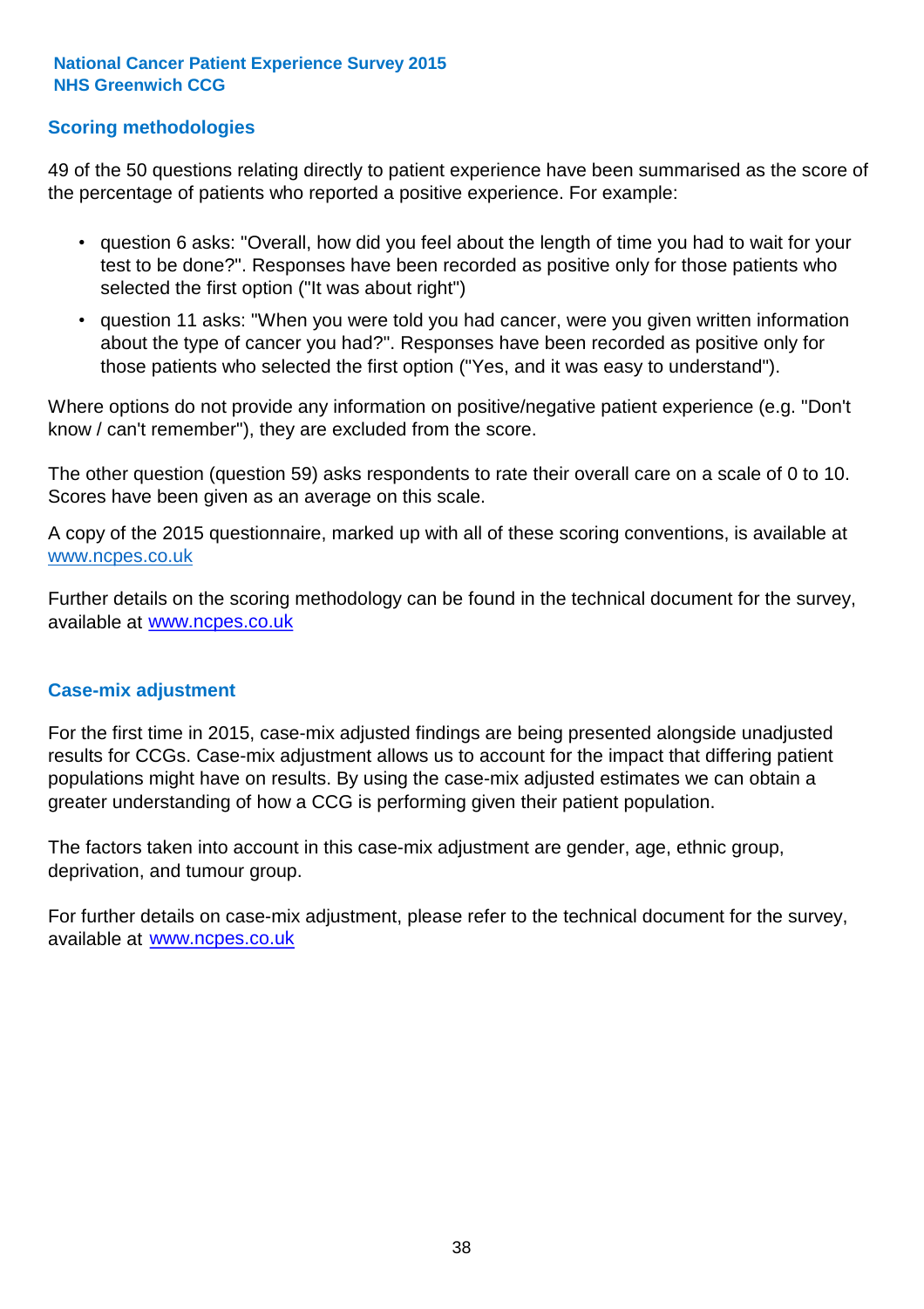## Scoring methodologies

49 of the 50 questions relating directly to patient experience have been summarised as the score of the percentage of patients who reported a positive experience. For example:

- question 6 asks: "Overall, how did you feel about the length of time you had to wait for your test to be done?". Responses have been recorded as positive only for those patients who selected the first option ("It was about right")
- question 11 asks: "When you were told you had cancer, were you given written information about the type of cancer you had?". Responses have been recorded as positive only for those patients who selected the first option ("Yes, and it was easy to understand").

Where options do not provide any information on positive/negative patient experience (e.g. "Don't know / can't remember"), they are excluded from the score.

The other question (question 59) asks respondents to rate their overall care on a scale of 0 to 10. Scores have been given as an average on this scale.

A copy of the 2015 questionnaire, marked up with all of these scoring conventions, is available at www.ncpes.co.uk

Further details on the scoring methodology can be found in the technical document for the survey, available at www.ncpes.co.uk

## Case-mix adjustment

For the first time in 2015, case-mix adjusted findings are being presented alongside unadjusted results for CCGs. Case-mix adjustment allows us to account for the impact that differing patient populations might have on results. By using the case-mix adjusted estimates we can obtain a greater understanding of how a CCG is performing given their patient population.

The factors taken into account in this case-mix adjustment are gender, age, ethnic group, deprivation, and tumour group.

For further details on case-mix adjustment, please refer to the technical document for the survey, available at www.ncpes.co.uk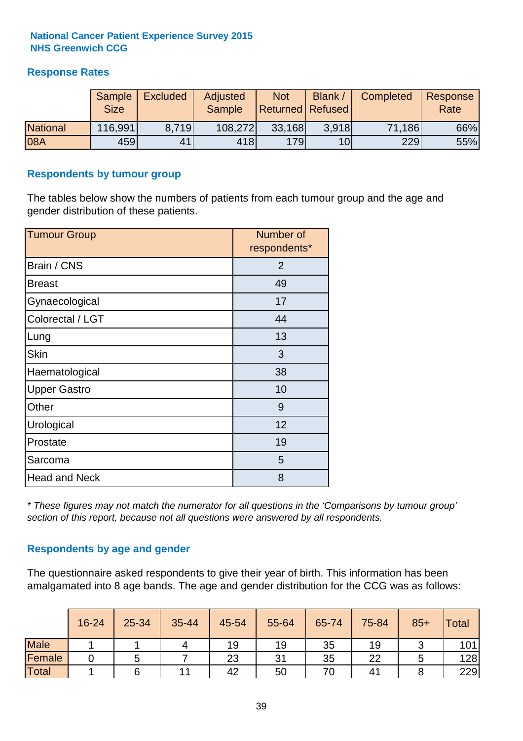**National Cancer Patient Experience Survey 2015**
**NHS Greenwich CCG**

## Response Rates

| | Sample Size | Excluded | Adjusted Sample | Not Returned | Blank / Refused | Completed | Response Rate |
|---|---|---|---|---|---|---|---|
| National | 116,991 | 8,719 | 108,272 | 33,168 | 3,918 | 71,186 | 66% |
| 08A | 459 | 41 | 418 | 179 | 10 | 229 | 55% |

## Respondents by tumour group

The tables below show the numbers of patients from each tumour group and the age and gender distribution of these patients.

| Tumour Group | Number of respondents* |
|---|---|
| Brain / CNS | 2 |
| Breast | 49 |
| Gynaecological | 17 |
| Colorectal / LGT | 44 |
| Lung | 13 |
| Skin | 3 |
| Haematological | 38 |
| Upper Gastro | 10 |
| Other | 9 |
| Urological | 12 |
| Prostate | 19 |
| Sarcoma | 5 |
| Head and Neck | 8 |

*\* These figures may not match the numerator for all questions in the 'Comparisons by tumour group' section of this report, because not all questions were answered by all respondents.*

## Respondents by age and gender

The questionnaire asked respondents to give their year of birth. This information has been amalgamated into 8 age bands. The age and gender distribution for the CCG was as follows:

| | 16-24 | 25-34 | 35-44 | 45-54 | 55-64 | 65-74 | 75-84 | 85+ | Total |
|---|---|---|---|---|---|---|---|---|---|
| Male | 1 | 1 | 4 | 19 | 19 | 35 | 19 | 3 | 101 |
| Female | 0 | 5 | 7 | 23 | 31 | 35 | 22 | 5 | 128 |
| Total | 1 | 6 | 11 | 42 | 50 | 70 | 41 | 8 | 229 |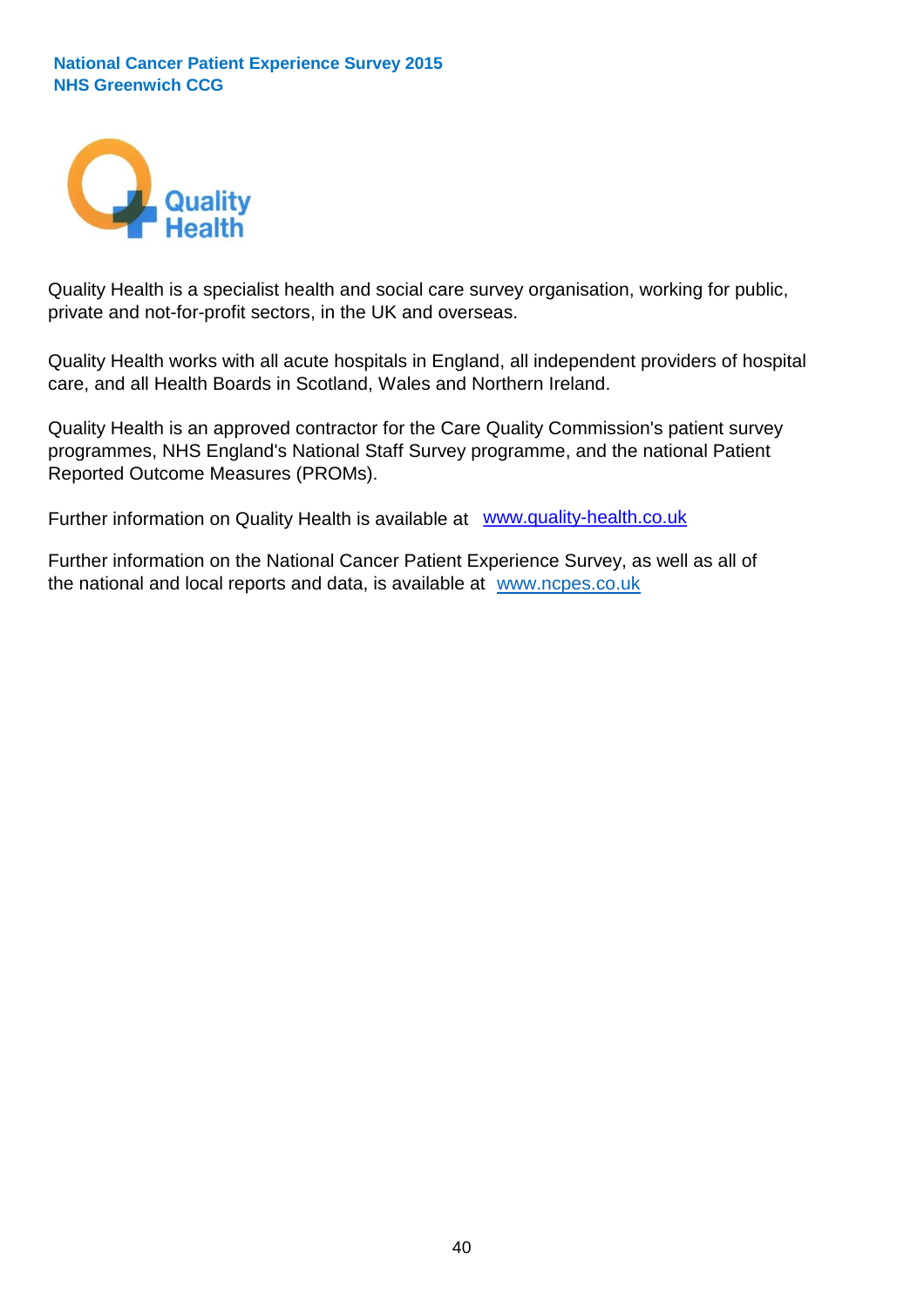National Cancer Patient Experience Survey 2015
NHS Greenwich CCG

Quality Health

Quality Health is a specialist health and social care survey organisation, working for public, private and not-for-profit sectors, in the UK and overseas.

Quality Health works with all acute hospitals in England, all independent providers of hospital care, and all Health Boards in Scotland, Wales and Northern Ireland.

Quality Health is an approved contractor for the Care Quality Commission's patient survey programmes, NHS England's National Staff Survey programme, and the national Patient Reported Outcome Measures (PROMs).

Further information on Quality Health is available at www.quality-health.co.uk

Further information on the National Cancer Patient Experience Survey, as well as all of the national and local reports and data, is available at www.ncpes.co.uk